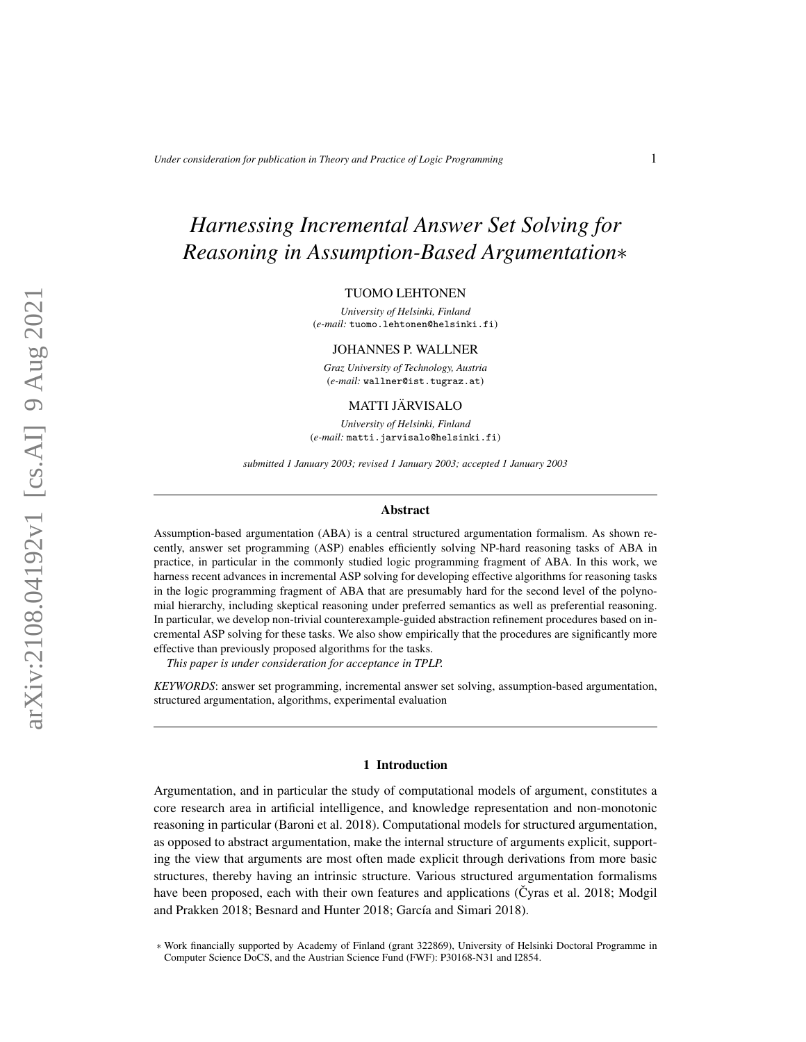# *Harnessing Incremental Answer Set Solving for Reasoning in Assumption-Based Argumentation*∗

TUOMO LEHTONEN

*University of Helsinki, Finland*
(*e-mail:* `tuomo.lehtonen@helsinki.fi`)

JOHANNES P. WALLNER

*Graz University of Technology, Austria*
(*e-mail:* `wallner@ist.tugraz.at`)

MATTI JÄRVISALO

*University of Helsinki, Finland*
(*e-mail:* `matti.jarvisalo@helsinki.fi`)

*submitted 1 January 2003; revised 1 January 2003; accepted 1 January 2003*

## Abstract

Assumption-based argumentation (ABA) is a central structured argumentation formalism. As shown recently, answer set programming (ASP) enables efficiently solving NP-hard reasoning tasks of ABA in practice, in particular in the commonly studied logic programming fragment of ABA. In this work, we harness recent advances in incremental ASP solving for developing effective algorithms for reasoning tasks in the logic programming fragment of ABA that are presumably hard for the second level of the polynomial hierarchy, including skeptical reasoning under preferred semantics as well as preferential reasoning. In particular, we develop non-trivial counterexample-guided abstraction refinement procedures based on incremental ASP solving for these tasks. We also show empirically that the procedures are significantly more effective than previously proposed algorithms for the tasks.

*This paper is under consideration for acceptance in TPLP.*

*KEYWORDS*: answer set programming, incremental answer set solving, assumption-based argumentation, structured argumentation, algorithms, experimental evaluation

## 1 Introduction

Argumentation, and in particular the study of computational models of argument, constitutes a core research area in artificial intelligence, and knowledge representation and non-monotonic reasoning in particular (Baroni et al. 2018). Computational models for structured argumentation, as opposed to abstract argumentation, make the internal structure of arguments explicit, supporting the view that arguments are most often made explicit through derivations from more basic structures, thereby having an intrinsic structure. Various structured argumentation formalisms have been proposed, each with their own features and applications (Čyras et al. 2018; Modgil and Prakken 2018; Besnard and Hunter 2018; García and Simari 2018).

∗ Work financially supported by Academy of Finland (grant 322869), University of Helsinki Doctoral Programme in Computer Science DoCS, and the Austrian Science Fund (FWF): P30168-N31 and I2854.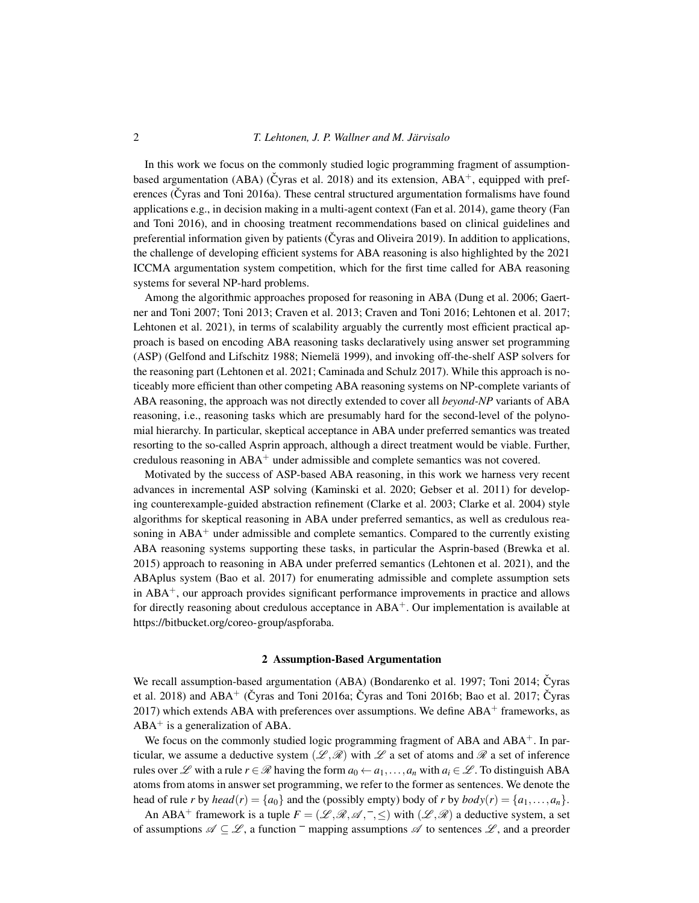In this work we focus on the commonly studied logic programming fragment of assumption-based argumentation (ABA) (Čyras et al. 2018) and its extension, ABA$^+$, equipped with preferences (Čyras and Toni 2016a). These central structured argumentation formalisms have found applications e.g., in decision making in a multi-agent context (Fan et al. 2014), game theory (Fan and Toni 2016), and in choosing treatment recommendations based on clinical guidelines and preferential information given by patients (Čyras and Oliveira 2019). In addition to applications, the challenge of developing efficient systems for ABA reasoning is also highlighted by the 2021 ICCMA argumentation system competition, which for the first time called for ABA reasoning systems for several NP-hard problems.

Among the algorithmic approaches proposed for reasoning in ABA (Dung et al. 2006; Gaertner and Toni 2007; Toni 2013; Craven et al. 2013; Craven and Toni 2016; Lehtonen et al. 2017; Lehtonen et al. 2021), in terms of scalability arguably the currently most efficient practical approach is based on encoding ABA reasoning tasks declaratively using answer set programming (ASP) (Gelfond and Lifschitz 1988; Niemelä 1999), and invoking off-the-shelf ASP solvers for the reasoning part (Lehtonen et al. 2021; Caminada and Schulz 2017). While this approach is noticeably more efficient than other competing ABA reasoning systems on NP-complete variants of ABA reasoning, the approach was not directly extended to cover all *beyond-NP* variants of ABA reasoning, i.e., reasoning tasks which are presumably hard for the second-level of the polynomial hierarchy. In particular, skeptical acceptance in ABA under preferred semantics was treated resorting to the so-called Asprin approach, although a direct treatment would be viable. Further, credulous reasoning in ABA$^+$ under admissible and complete semantics was not covered.

Motivated by the success of ASP-based ABA reasoning, in this work we harness very recent advances in incremental ASP solving (Kaminski et al. 2020; Gebser et al. 2011) for developing counterexample-guided abstraction refinement (Clarke et al. 2003; Clarke et al. 2004) style algorithms for skeptical reasoning in ABA under preferred semantics, as well as credulous reasoning in ABA$^+$ under admissible and complete semantics. Compared to the currently existing ABA reasoning systems supporting these tasks, in particular the Asprin-based (Brewka et al. 2015) approach to reasoning in ABA under preferred semantics (Lehtonen et al. 2021), and the ABAplus system (Bao et al. 2017) for enumerating admissible and complete assumption sets in ABA$^+$, our approach provides significant performance improvements in practice and allows for directly reasoning about credulous acceptance in ABA$^+$. Our implementation is available at https://bitbucket.org/coreo-group/aspforaba.

## 2 Assumption-Based Argumentation

We recall assumption-based argumentation (ABA) (Bondarenko et al. 1997; Toni 2014; Čyras et al. 2018) and ABA$^+$ (Čyras and Toni 2016a; Čyras and Toni 2016b; Bao et al. 2017; Čyras 2017) which extends ABA with preferences over assumptions. We define ABA$^+$ frameworks, as ABA$^+$ is a generalization of ABA.

We focus on the commonly studied logic programming fragment of ABA and ABA$^+$. In particular, we assume a deductive system $(\mathscr{L}, \mathscr{R})$ with $\mathscr{L}$ a set of atoms and $\mathscr{R}$ a set of inference rules over $\mathscr{L}$ with a rule $r \in \mathscr{R}$ having the form $a_0 \leftarrow a_1, \ldots, a_n$ with $a_i \in \mathscr{L}$. To distinguish ABA atoms from atoms in answer set programming, we refer to the former as sentences. We denote the head of rule $r$ by $head(r) = \{a_0\}$ and the (possibly empty) body of $r$ by $body(r) = \{a_1, \ldots, a_n\}$.

An ABA$^+$ framework is a tuple $F = (\mathscr{L}, \mathscr{R}, \mathscr{A}, \bar{\ }, \leq)$ with $(\mathscr{L}, \mathscr{R})$ a deductive system, a set of assumptions $\mathscr{A} \subseteq \mathscr{L}$, a function $\bar{\ }$ mapping assumptions $\mathscr{A}$ to sentences $\mathscr{L}$, and a preorder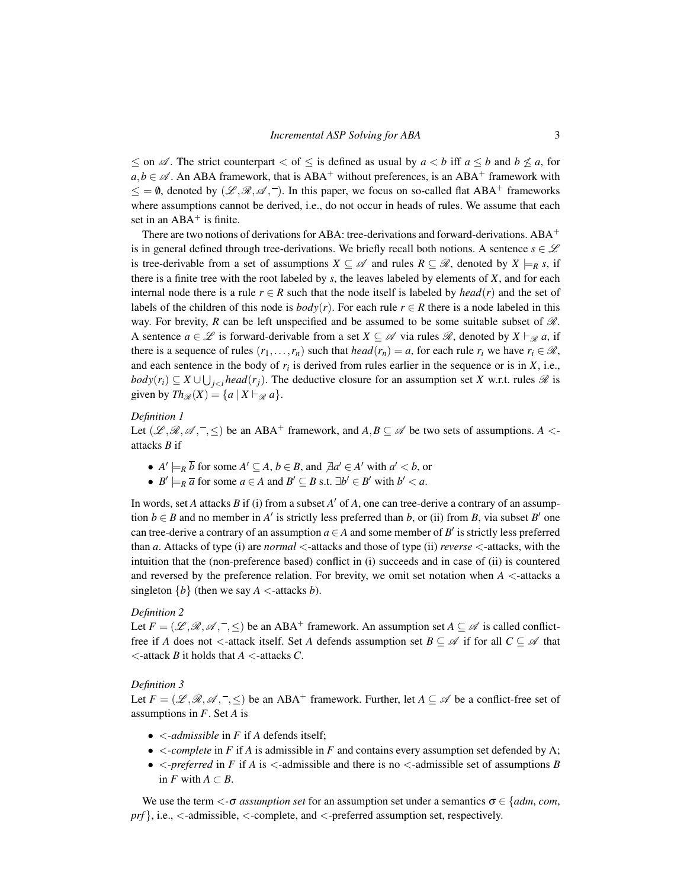$\leq$ on $\mathscr{A}$. The strict counterpart $<$ of $\leq$ is defined as usual by $a < b$ iff $a \leq b$ and $b \not\leq a$, for $a, b \in \mathscr{A}$. An ABA framework, that is ABA$^+$ without preferences, is an ABA$^+$ framework with $\leq = \emptyset$, denoted by $(\mathscr{L}, \mathscr{R}, \mathscr{A}, ^-)$. In this paper, we focus on so-called flat ABA$^+$ frameworks where assumptions cannot be derived, i.e., do not occur in heads of rules. We assume that each set in an ABA$^+$ is finite.

There are two notions of derivations for ABA: tree-derivations and forward-derivations. ABA$^+$ is in general defined through tree-derivations. We briefly recall both notions. A sentence $s \in \mathscr{L}$ is tree-derivable from a set of assumptions $X \subseteq \mathscr{A}$ and rules $R \subseteq \mathscr{R}$, denoted by $X \models_R s$, if there is a finite tree with the root labeled by $s$, the leaves labeled by elements of $X$, and for each internal node there is a rule $r \in R$ such that the node itself is labeled by $head(r)$ and the set of labels of the children of this node is $body(r)$. For each rule $r \in R$ there is a node labeled in this way. For brevity, $R$ can be left unspecified and be assumed to be some suitable subset of $\mathscr{R}$. A sentence $a \in \mathscr{L}$ is forward-derivable from a set $X \subseteq \mathscr{A}$ via rules $\mathscr{R}$, denoted by $X \vdash_{\mathscr{R}} a$, if there is a sequence of rules $(r_1, \ldots, r_n)$ such that $head(r_n) = a$, for each rule $r_i$ we have $r_i \in \mathscr{R}$, and each sentence in the body of $r_i$ is derived from rules earlier in the sequence or is in $X$, i.e., $body(r_i) \subseteq X \cup \bigcup_{j<i} head(r_j)$. The deductive closure for an assumption set $X$ w.r.t. rules $\mathscr{R}$ is given by $Th_{\mathscr{R}}(X) = \{a \mid X \vdash_{\mathscr{R}} a\}$.

*Definition 1*
Let $(\mathscr{L}, \mathscr{R}, \mathscr{A}, ^-, \leq)$ be an ABA$^+$ framework, and $A, B \subseteq \mathscr{A}$ be two sets of assumptions. $A$ $<$-attacks $B$ if

- $A' \models_R \overline{b}$ for some $A' \subseteq A$, $b \in B$, and $\nexists a' \in A'$ with $a' < b$, or
- $B' \models_R \overline{a}$ for some $a \in A$ and $B' \subseteq B$ s.t. $\exists b' \in B'$ with $b' < a$.

In words, set $A$ attacks $B$ if (i) from a subset $A'$ of $A$, one can tree-derive a contrary of an assumption $b \in B$ and no member in $A'$ is strictly less preferred than $b$, or (ii) from $B$, via subset $B'$ one can tree-derive a contrary of an assumption $a \in A$ and some member of $B'$ is strictly less preferred than $a$. Attacks of type (i) are *normal* $<$-attacks and those of type (ii) *reverse* $<$-attacks, with the intuition that the (non-preference based) conflict in (i) succeeds and in case of (ii) is countered and reversed by the preference relation. For brevity, we omit set notation when $A$ $<$-attacks a singleton $\{b\}$ (then we say $A$ $<$-attacks $b$).

*Definition 2*
Let $F = (\mathscr{L}, \mathscr{R}, \mathscr{A}, ^-, \leq)$ be an ABA$^+$ framework. An assumption set $A \subseteq \mathscr{A}$ is called conflict-free if $A$ does not $<$-attack itself. Set $A$ defends assumption set $B \subseteq \mathscr{A}$ if for all $C \subseteq \mathscr{A}$ that $<$-attack $B$ it holds that $A$ $<$-attacks $C$.

*Definition 3*
Let $F = (\mathscr{L}, \mathscr{R}, \mathscr{A}, ^-, \leq)$ be an ABA$^+$ framework. Further, let $A \subseteq \mathscr{A}$ be a conflict-free set of assumptions in $F$. Set $A$ is

- *$<$-admissible* in $F$ if $A$ defends itself;
- *$<$-complete* in $F$ if $A$ is admissible in $F$ and contains every assumption set defended by A;
- *$<$-preferred* in $F$ if $A$ is $<$-admissible and there is no $<$-admissible set of assumptions $B$ in $F$ with $A \subset B$.

We use the term *$<$-$\sigma$ assumption set* for an assumption set under a semantics $\sigma \in \{adm, com, prf\}$, i.e., $<$-admissible, $<$-complete, and $<$-preferred assumption set, respectively.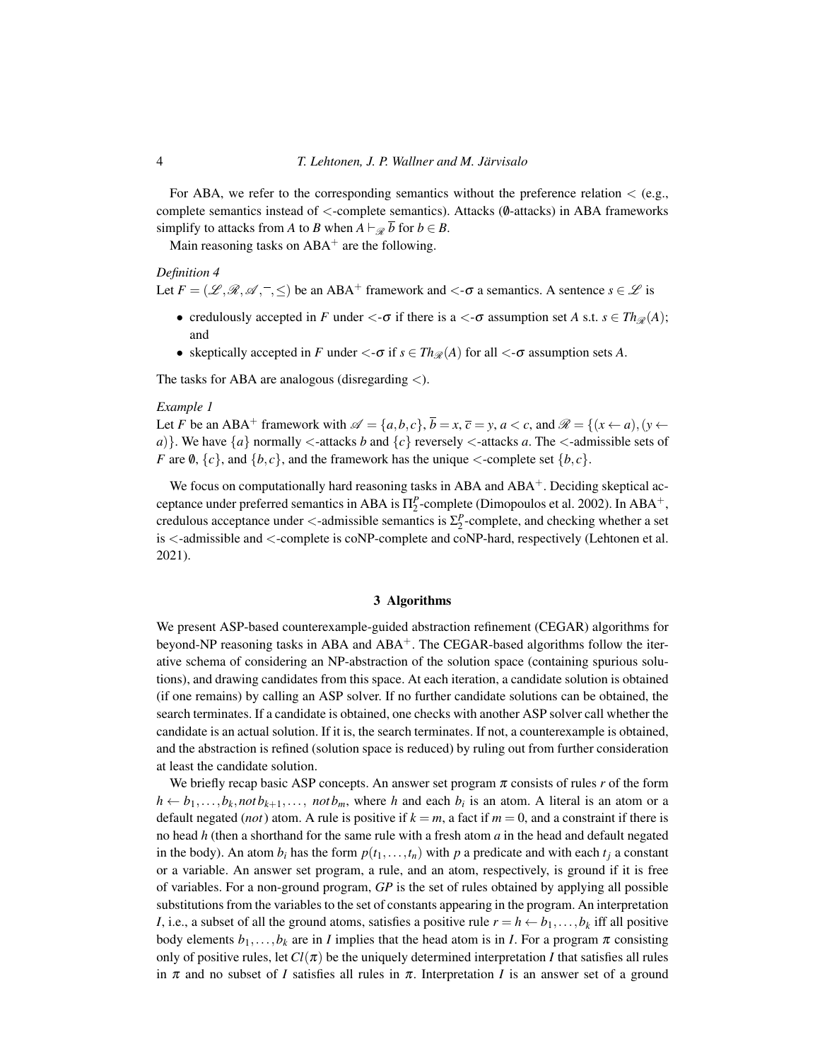For ABA, we refer to the corresponding semantics without the preference relation $<$ (e.g., complete semantics instead of $<$-complete semantics). Attacks ($\emptyset$-attacks) in ABA frameworks simplify to attacks from $A$ to $B$ when $A \vdash_{\mathscr{R}} \overline{b}$ for $b \in B$.

Main reasoning tasks on ABA$^+$ are the following.

*Definition 4*

Let $F = (\mathscr{L}, \mathscr{R}, \mathscr{A}, ^-, \leq)$ be an ABA$^+$ framework and $<$-$\sigma$ a semantics. A sentence $s \in \mathscr{L}$ is

- credulously accepted in $F$ under $<$-$\sigma$ if there is a $<$-$\sigma$ assumption set $A$ s.t. $s \in Th_{\mathscr{R}}(A)$; and
- skeptically accepted in $F$ under $<$-$\sigma$ if $s \in Th_{\mathscr{R}}(A)$ for all $<$-$\sigma$ assumption sets $A$.

The tasks for ABA are analogous (disregarding $<$).

*Example 1*

Let $F$ be an ABA$^+$ framework with $\mathscr{A} = \{a, b, c\}$, $\overline{b} = x$, $\overline{c} = y$, $a < c$, and $\mathscr{R} = \{(x \leftarrow a), (y \leftarrow a)\}$. We have $\{a\}$ normally $<$-attacks $b$ and $\{c\}$ reversely $<$-attacks $a$. The $<$-admissible sets of $F$ are $\emptyset$, $\{c\}$, and $\{b, c\}$, and the framework has the unique $<$-complete set $\{b, c\}$.

We focus on computationally hard reasoning tasks in ABA and ABA$^+$. Deciding skeptical acceptance under preferred semantics in ABA is $\Pi_2^P$-complete (Dimopoulos et al. 2002). In ABA$^+$, credulous acceptance under $<$-admissible semantics is $\Sigma_2^P$-complete, and checking whether a set is $<$-admissible and $<$-complete is coNP-complete and coNP-hard, respectively (Lehtonen et al. 2021).

## 3 Algorithms

We present ASP-based counterexample-guided abstraction refinement (CEGAR) algorithms for beyond-NP reasoning tasks in ABA and ABA$^+$. The CEGAR-based algorithms follow the iterative schema of considering an NP-abstraction of the solution space (containing spurious solutions), and drawing candidates from this space. At each iteration, a candidate solution is obtained (if one remains) by calling an ASP solver. If no further candidate solutions can be obtained, the search terminates. If a candidate is obtained, one checks with another ASP solver call whether the candidate is an actual solution. If it is, the search terminates. If not, a counterexample is obtained, and the abstraction is refined (solution space is reduced) by ruling out from further consideration at least the candidate solution.

We briefly recap basic ASP concepts. An answer set program $\pi$ consists of rules $r$ of the form $h \leftarrow b_1, \ldots, b_k, not\, b_{k+1}, \ldots,\ not\, b_m$, where $h$ and each $b_i$ is an atom. A literal is an atom or a default negated (*not*) atom. A rule is positive if $k = m$, a fact if $m = 0$, and a constraint if there is no head $h$ (then a shorthand for the same rule with a fresh atom $a$ in the head and default negated in the body). An atom $b_i$ has the form $p(t_1, \ldots, t_n)$ with $p$ a predicate and with each $t_j$ a constant or a variable. An answer set program, a rule, and an atom, respectively, is ground if it is free of variables. For a non-ground program, $GP$ is the set of rules obtained by applying all possible substitutions from the variables to the set of constants appearing in the program. An interpretation $I$, i.e., a subset of all the ground atoms, satisfies a positive rule $r = h \leftarrow b_1, \ldots, b_k$ iff all positive body elements $b_1, \ldots, b_k$ are in $I$ implies that the head atom is in $I$. For a program $\pi$ consisting only of positive rules, let $Cl(\pi)$ be the uniquely determined interpretation $I$ that satisfies all rules in $\pi$ and no subset of $I$ satisfies all rules in $\pi$. Interpretation $I$ is an answer set of a ground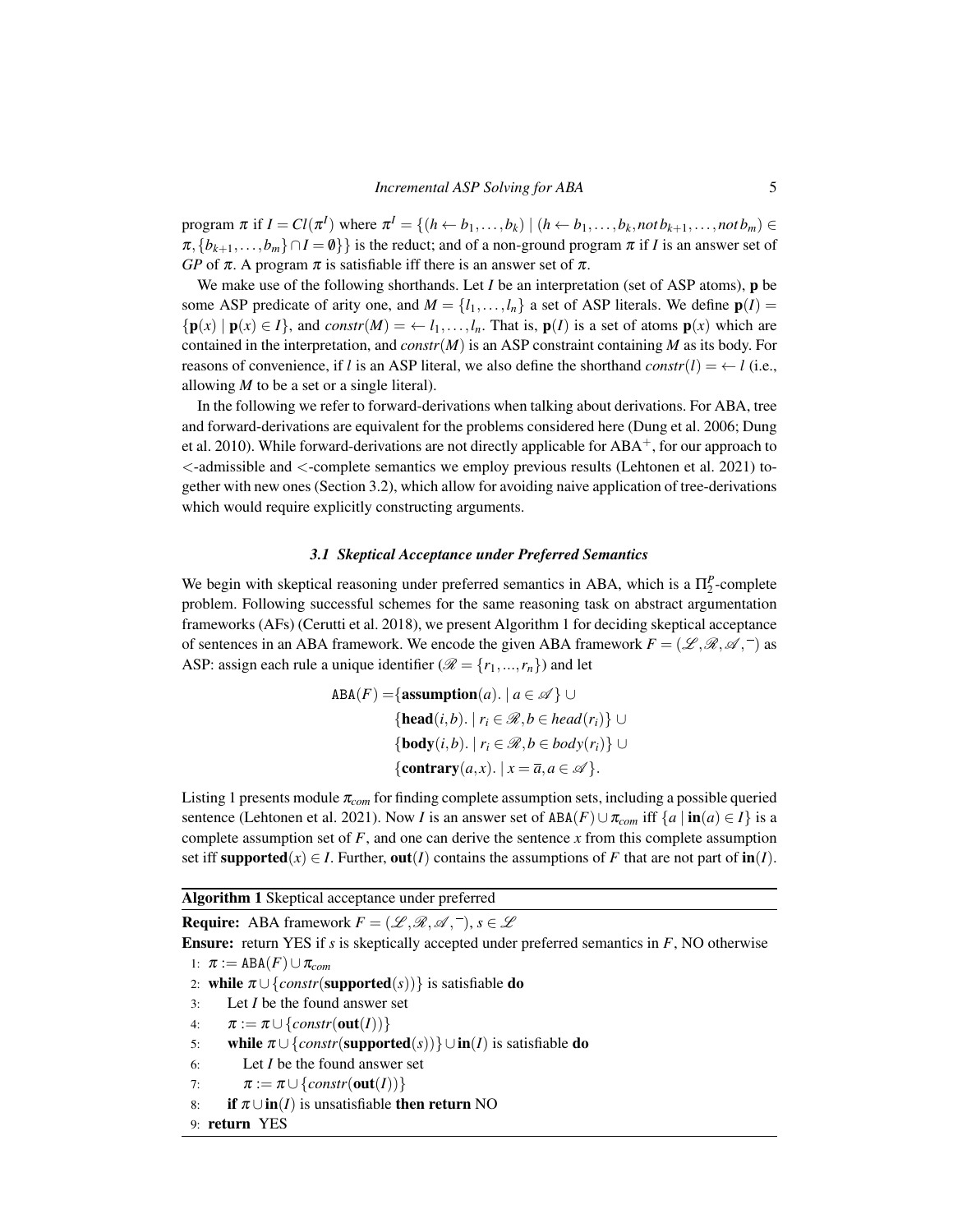program $\pi$ if $I = Cl(\pi^I)$ where $\pi^I = \{(h \leftarrow b_1, \ldots, b_k) \mid (h \leftarrow b_1, \ldots, b_k, not\, b_{k+1}, \ldots, not\, b_m) \in \pi, \{b_{k+1}, \ldots, b_m\} \cap I = \emptyset\}\}$ is the reduct; and of a non-ground program $\pi$ if $I$ is an answer set of $GP$ of $\pi$. A program $\pi$ is satisfiable iff there is an answer set of $\pi$.

We make use of the following shorthands. Let $I$ be an interpretation (set of ASP atoms), $\mathbf{p}$ be some ASP predicate of arity one, and $M = \{l_1, \ldots, l_n\}$ a set of ASP literals. We define $\mathbf{p}(I) = \{\mathbf{p}(x) \mid \mathbf{p}(x) \in I\}$, and $constr(M) = \leftarrow l_1, \ldots, l_n$. That is, $\mathbf{p}(I)$ is a set of atoms $\mathbf{p}(x)$ which are contained in the interpretation, and $constr(M)$ is an ASP constraint containing $M$ as its body. For reasons of convenience, if $l$ is an ASP literal, we also define the shorthand $constr(l) = \leftarrow l$ (i.e., allowing $M$ to be a set or a single literal).

In the following we refer to forward-derivations when talking about derivations. For ABA, tree and forward-derivations are equivalent for the problems considered here (Dung et al. 2006; Dung et al. 2010). While forward-derivations are not directly applicable for ABA$^+$, for our approach to $<$-admissible and $<$-complete semantics we employ previous results (Lehtonen et al. 2021) together with new ones (Section 3.2), which allow for avoiding naive application of tree-derivations which would require explicitly constructing arguments.

### *3.1 Skeptical Acceptance under Preferred Semantics*

We begin with skeptical reasoning under preferred semantics in ABA, which is a $\Pi_2^P$-complete problem. Following successful schemes for the same reasoning task on abstract argumentation frameworks (AFs) (Cerutti et al. 2018), we present Algorithm 1 for deciding skeptical acceptance of sentences in an ABA framework. We encode the given ABA framework $F = (\mathscr{L}, \mathscr{R}, \mathscr{A}, \overline{\phantom{a}})$ as ASP: assign each rule a unique identifier ($\mathscr{R} = \{r_1, ..., r_n\}$) and let

$$\begin{aligned}
\texttt{ABA}(F) = &\{\mathbf{assumption}(a). \mid a \in \mathscr{A}\} \cup \\
&\{\mathbf{head}(i,b). \mid r_i \in \mathscr{R}, b \in head(r_i)\} \cup \\
&\{\mathbf{body}(i,b). \mid r_i \in \mathscr{R}, b \in body(r_i)\} \cup \\
&\{\mathbf{contrary}(a,x). \mid x = \overline{a}, a \in \mathscr{A}\}.
\end{aligned}$$

Listing 1 presents module $\pi_{com}$ for finding complete assumption sets, including a possible queried sentence (Lehtonen et al. 2021). Now $I$ is an answer set of $\texttt{ABA}(F) \cup \pi_{com}$ iff $\{a \mid \mathbf{in}(a) \in I\}$ is a complete assumption set of $F$, and one can derive the sentence $x$ from this complete assumption set iff $\mathbf{supported}(x) \in I$. Further, $\mathbf{out}(I)$ contains the assumptions of $F$ that are not part of $\mathbf{in}(I)$.

**Algorithm 1** Skeptical acceptance under preferred

**Require:** ABA framework $F = (\mathscr{L}, \mathscr{R}, \mathscr{A}, \overline{\phantom{a}})$, $s \in \mathscr{L}$

**Ensure:** return YES if $s$ is skeptically accepted under preferred semantics in $F$, NO otherwise

1: $\pi := \texttt{ABA}(F) \cup \pi_{com}$
2: **while** $\pi \cup \{constr(\mathbf{supported}(s))\}$ is satisfiable **do**
3: &nbsp;&nbsp;&nbsp;&nbsp;Let $I$ be the found answer set
4: &nbsp;&nbsp;&nbsp;&nbsp;$\pi := \pi \cup \{constr(\mathbf{out}(I))\}$
5: &nbsp;&nbsp;&nbsp;&nbsp;**while** $\pi \cup \{constr(\mathbf{supported}(s))\} \cup \mathbf{in}(I)$ is satisfiable **do**
6: &nbsp;&nbsp;&nbsp;&nbsp;&nbsp;&nbsp;&nbsp;&nbsp;Let $I$ be the found answer set
7: &nbsp;&nbsp;&nbsp;&nbsp;&nbsp;&nbsp;&nbsp;&nbsp;$\pi := \pi \cup \{constr(\mathbf{out}(I))\}$
8: &nbsp;&nbsp;&nbsp;&nbsp;**if** $\pi \cup \mathbf{in}(I)$ is unsatisfiable **then return** NO
9: **return** YES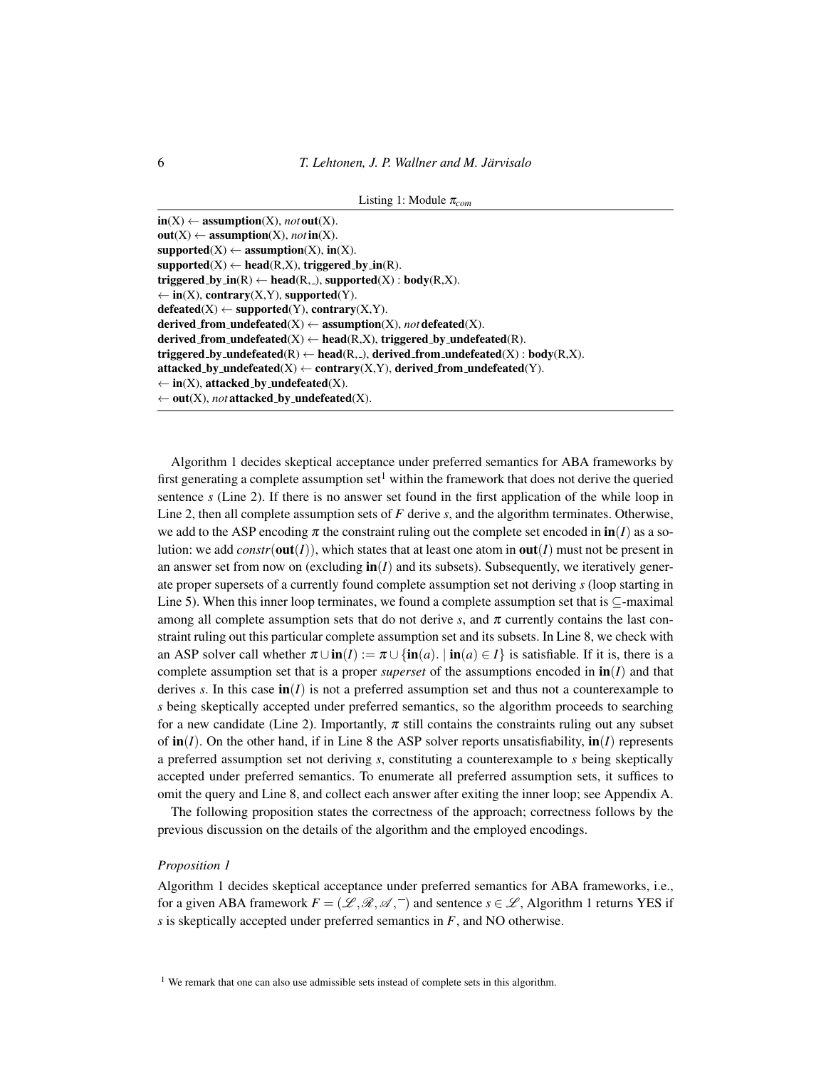Listing 1: Module $\pi_{com}$

```
in(X) ← assumption(X), not out(X).
out(X) ← assumption(X), not in(X).
supported(X) ← assumption(X), in(X).
supported(X) ← head(R,X), triggered_by_in(R).
triggered_by_in(R) ← head(R,_), supported(X) : body(R,X).
← in(X), contrary(X,Y), supported(Y).
defeated(X) ← supported(Y), contrary(X,Y).
derived_from_undefeated(X) ← assumption(X), not defeated(X).
derived_from_undefeated(X) ← head(R,X), triggered_by_undefeated(R).
triggered_by_undefeated(R) ← head(R,_), derived_from_undefeated(X) : body(R,X).
attacked_by_undefeated(X) ← contrary(X,Y), derived_from_undefeated(Y).
← in(X), attacked_by_undefeated(X).
← out(X), not attacked_by_undefeated(X).
```

Algorithm 1 decides skeptical acceptance under preferred semantics for ABA frameworks by first generating a complete assumption set[1] within the framework that does not derive the queried sentence $s$ (Line 2). If there is no answer set found in the first application of the while loop in Line 2, then all complete assumption sets of $F$ derive $s$, and the algorithm terminates. Otherwise, we add to the ASP encoding $\pi$ the constraint ruling out the complete set encoded in $\mathbf{in}(I)$ as a solution: we add $constr(\mathbf{out}(I))$, which states that at least one atom in $\mathbf{out}(I)$ must not be present in an answer set from now on (excluding $\mathbf{in}(I)$ and its subsets). Subsequently, we iteratively generate proper supersets of a currently found complete assumption set not deriving $s$ (loop starting in Line 5). When this inner loop terminates, we found a complete assumption set that is $\subseteq$-maximal among all complete assumption sets that do not derive $s$, and $\pi$ currently contains the last constraint ruling out this particular complete assumption set and its subsets. In Line 8, we check with an ASP solver call whether $\pi \cup \mathbf{in}(I) := \pi \cup \{\mathbf{in}(a). \mid \mathbf{in}(a) \in I\}$ is satisfiable. If it is, there is a complete assumption set that is a proper *superset* of the assumptions encoded in $\mathbf{in}(I)$ and that derives $s$. In this case $\mathbf{in}(I)$ is not a preferred assumption set and thus not a counterexample to $s$ being skeptically accepted under preferred semantics, so the algorithm proceeds to searching for a new candidate (Line 2). Importantly, $\pi$ still contains the constraints ruling out any subset of $\mathbf{in}(I)$. On the other hand, if in Line 8 the ASP solver reports unsatisfiability, $\mathbf{in}(I)$ represents a preferred assumption set not deriving $s$, constituting a counterexample to $s$ being skeptically accepted under preferred semantics. To enumerate all preferred assumption sets, it suffices to omit the query and Line 8, and collect each answer after exiting the inner loop; see Appendix A.

The following proposition states the correctness of the approach; correctness follows by the previous discussion on the details of the algorithm and the employed encodings.

*Proposition 1*

Algorithm 1 decides skeptical acceptance under preferred semantics for ABA frameworks, i.e., for a given ABA framework $F = (\mathscr{L}, \mathscr{R}, \mathscr{A}, \bar{\ })$ and sentence $s \in \mathscr{L}$, Algorithm 1 returns YES if $s$ is skeptically accepted under preferred semantics in $F$, and NO otherwise.

[1] We remark that one can also use admissible sets instead of complete sets in this algorithm.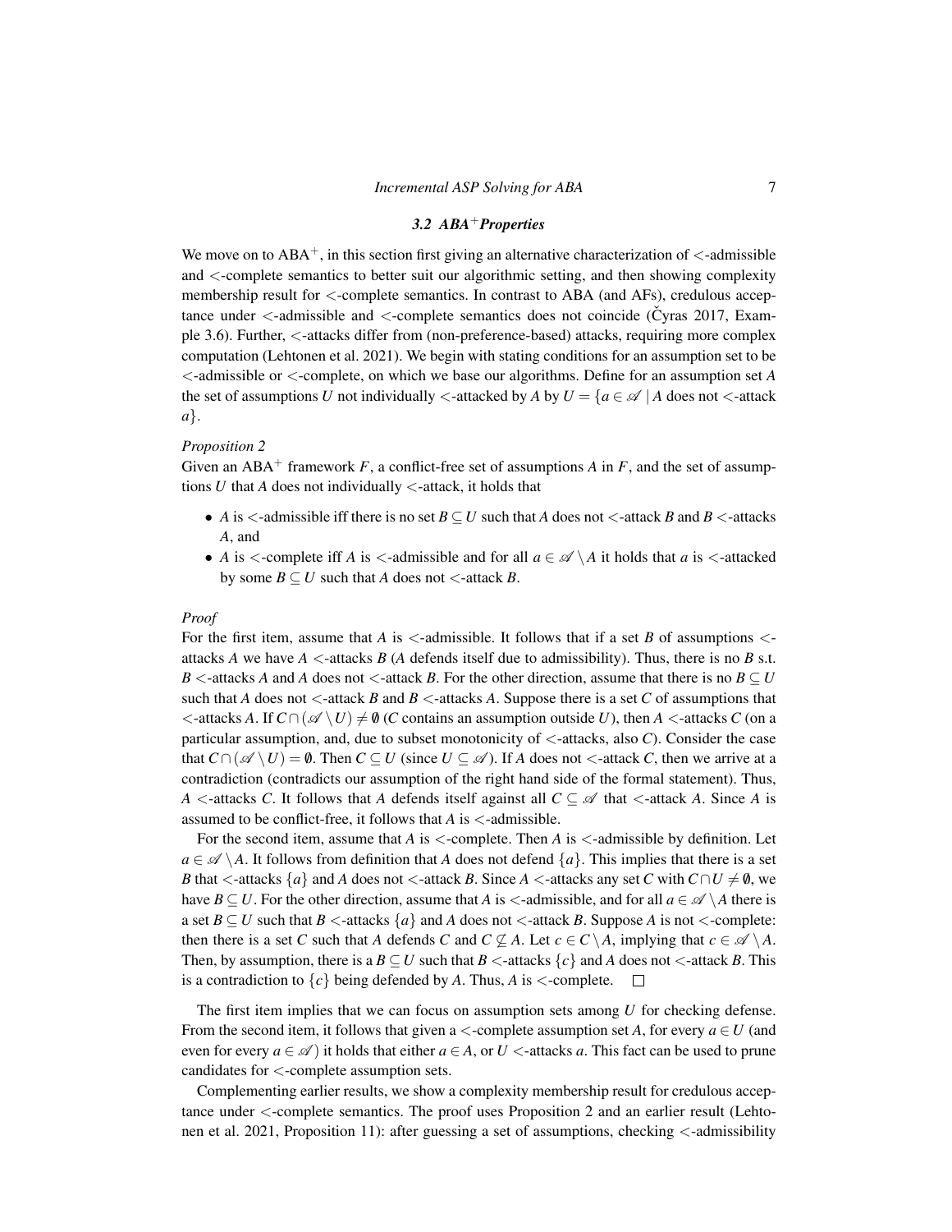### 3.2 ABA$^+$ Properties

We move on to ABA$^+$, in this section first giving an alternative characterization of $<$-admissible and $<$-complete semantics to better suit our algorithmic setting, and then showing complexity membership result for $<$-complete semantics. In contrast to ABA (and AFs), credulous acceptance under $<$-admissible and $<$-complete semantics does not coincide (Čyras 2017, Example 3.6). Further, $<$-attacks differ from (non-preference-based) attacks, requiring more complex computation (Lehtonen et al. 2021). We begin with stating conditions for an assumption set to be $<$-admissible or $<$-complete, on which we base our algorithms. Define for an assumption set $A$ the set of assumptions $U$ not individually $<$-attacked by $A$ by $U = \{a \in \mathscr{A} \mid A \text{ does not } <\text{-attack } a\}$.

*Proposition 2*

Given an ABA$^+$ framework $F$, a conflict-free set of assumptions $A$ in $F$, and the set of assumptions $U$ that $A$ does not individually $<$-attack, it holds that

- $A$ is $<$-admissible iff there is no set $B \subseteq U$ such that $A$ does not $<$-attack $B$ and $B$ $<$-attacks $A$, and
- $A$ is $<$-complete iff $A$ is $<$-admissible and for all $a \in \mathscr{A} \setminus A$ it holds that $a$ is $<$-attacked by some $B \subseteq U$ such that $A$ does not $<$-attack $B$.

*Proof*

For the first item, assume that $A$ is $<$-admissible. It follows that if a set $B$ of assumptions $<$-attacks $A$ we have $A$ $<$-attacks $B$ ($A$ defends itself due to admissibility). Thus, there is no $B$ s.t. $B$ $<$-attacks $A$ and $A$ does not $<$-attack $B$. For the other direction, assume that there is no $B \subseteq U$ such that $A$ does not $<$-attack $B$ and $B$ $<$-attacks $A$. Suppose there is a set $C$ of assumptions that $<$-attacks $A$. If $C \cap (\mathscr{A} \setminus U) \neq \emptyset$ ($C$ contains an assumption outside $U$), then $A$ $<$-attacks $C$ (on a particular assumption, and, due to subset monotonicity of $<$-attacks, also $C$). Consider the case that $C \cap (\mathscr{A} \setminus U) = \emptyset$. Then $C \subseteq U$ (since $U \subseteq \mathscr{A}$). If $A$ does not $<$-attack $C$, then we arrive at a contradiction (contradicts our assumption of the right hand side of the formal statement). Thus, $A$ $<$-attacks $C$. It follows that $A$ defends itself against all $C \subseteq \mathscr{A}$ that $<$-attack $A$. Since $A$ is assumed to be conflict-free, it follows that $A$ is $<$-admissible.

For the second item, assume that $A$ is $<$-complete. Then $A$ is $<$-admissible by definition. Let $a \in \mathscr{A} \setminus A$. It follows from definition that $A$ does not defend $\{a\}$. This implies that there is a set $B$ that $<$-attacks $\{a\}$ and $A$ does not $<$-attack $B$. Since $A$ $<$-attacks any set $C$ with $C \cap U \neq \emptyset$, we have $B \subseteq U$. For the other direction, assume that $A$ is $<$-admissible, and for all $a \in \mathscr{A} \setminus A$ there is a set $B \subseteq U$ such that $B$ $<$-attacks $\{a\}$ and $A$ does not $<$-attack $B$. Suppose $A$ is not $<$-complete: then there is a set $C$ such that $A$ defends $C$ and $C \not\subseteq A$. Let $c \in C \setminus A$, implying that $c \in \mathscr{A} \setminus A$. Then, by assumption, there is a $B \subseteq U$ such that $B$ $<$-attacks $\{c\}$ and $A$ does not $<$-attack $B$. This is a contradiction to $\{c\}$ being defended by $A$. Thus, $A$ is $<$-complete. $\square$

The first item implies that we can focus on assumption sets among $U$ for checking defense. From the second item, it follows that given a $<$-complete assumption set $A$, for every $a \in U$ (and even for every $a \in \mathscr{A}$) it holds that either $a \in A$, or $U$ $<$-attacks $a$. This fact can be used to prune candidates for $<$-complete assumption sets.

Complementing earlier results, we show a complexity membership result for credulous acceptance under $<$-complete semantics. The proof uses Proposition 2 and an earlier result (Lehtonen et al. 2021, Proposition 11): after guessing a set of assumptions, checking $<$-admissibility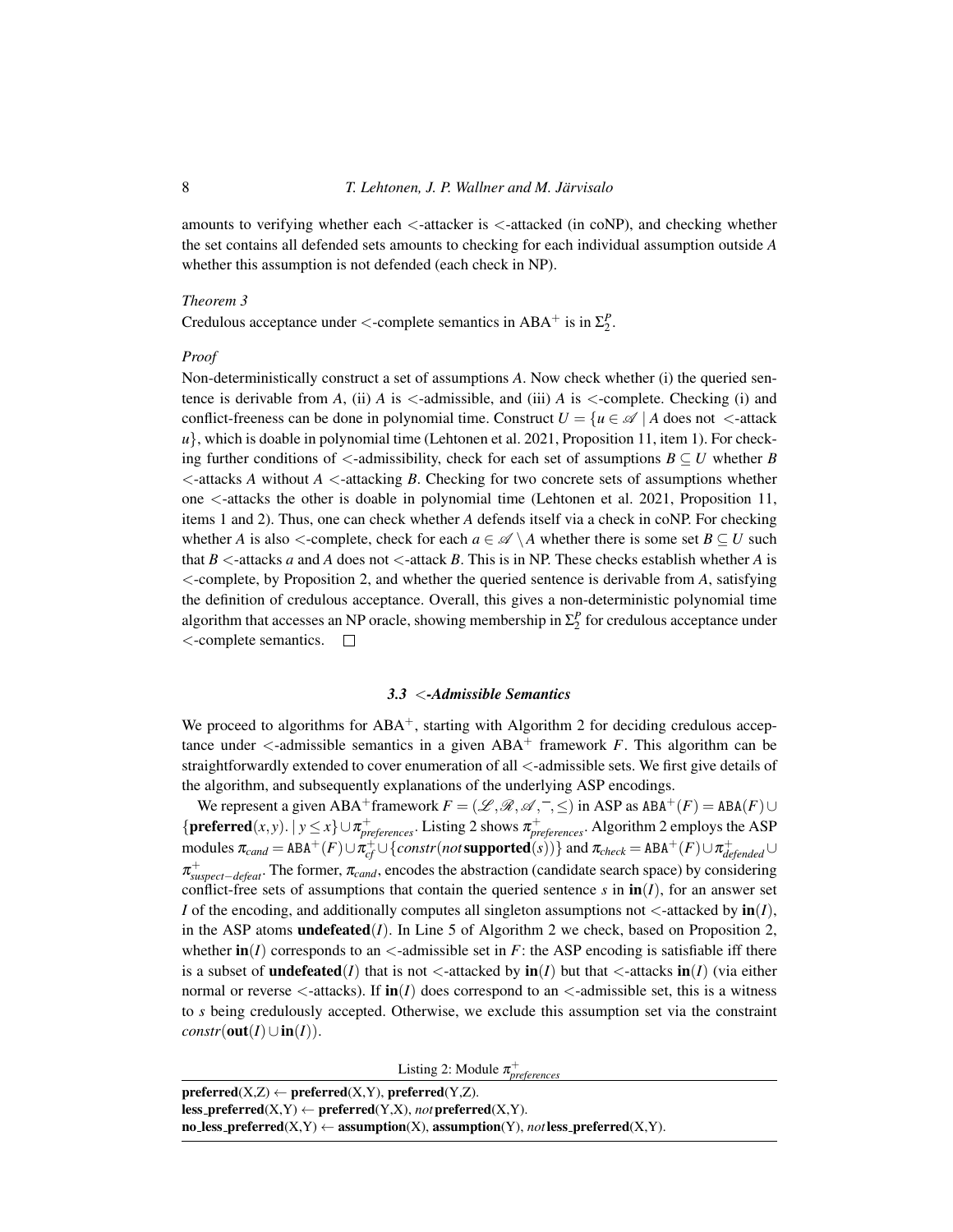amounts to verifying whether each $<$-attacker is $<$-attacked (in coNP), and checking whether the set contains all defended sets amounts to checking for each individual assumption outside $A$ whether this assumption is not defended (each check in NP).

*Theorem 3*

Credulous acceptance under $<$-complete semantics in $\mathrm{ABA}^+$ is in $\Sigma_2^P$.

*Proof*

Non-deterministically construct a set of assumptions $A$. Now check whether (i) the queried sentence is derivable from $A$, (ii) $A$ is $<$-admissible, and (iii) $A$ is $<$-complete. Checking (i) and conflict-freeness can be done in polynomial time. Construct $U = \{u \in \mathscr{A} \mid A \text{ does not } <\text{-attack } u\}$, which is doable in polynomial time (Lehtonen et al. 2021, Proposition 11, item 1). For checking further conditions of $<$-admissibility, check for each set of assumptions $B \subseteq U$ whether $B$ $<$-attacks $A$ without $A$ $<$-attacking $B$. Checking for two concrete sets of assumptions whether one $<$-attacks the other is doable in polynomial time (Lehtonen et al. 2021, Proposition 11, items 1 and 2). Thus, one can check whether $A$ defends itself via a check in coNP. For checking whether $A$ is also $<$-complete, check for each $a \in \mathscr{A} \setminus A$ whether there is some set $B \subseteq U$ such that $B$ $<$-attacks $a$ and $A$ does not $<$-attack $B$. This is in NP. These checks establish whether $A$ is $<$-complete, by Proposition 2, and whether the queried sentence is derivable from $A$, satisfying the definition of credulous acceptance. Overall, this gives a non-deterministic polynomial time algorithm that accesses an NP oracle, showing membership in $\Sigma_2^P$ for credulous acceptance under $<$-complete semantics. $\square$

### 3.3 $<$-Admissible Semantics

We proceed to algorithms for $\mathrm{ABA}^+$, starting with Algorithm 2 for deciding credulous acceptance under $<$-admissible semantics in a given $\mathrm{ABA}^+$ framework $F$. This algorithm can be straightforwardly extended to cover enumeration of all $<$-admissible sets. We first give details of the algorithm, and subsequently explanations of the underlying ASP encodings.

We represent a given $\mathrm{ABA}^+$framework $F = (\mathscr{L}, \mathscr{R}, \mathscr{A}, \bar{\ }, \leq)$ in ASP as $\mathtt{ABA}^+(F) = \mathtt{ABA}(F) \cup \{\mathbf{preferred}(x,y). \mid y \leq x\} \cup \pi^+_{preferences}$. Listing 2 shows $\pi^+_{preferences}$. Algorithm 2 employs the ASP modules $\pi_{cand} = \mathtt{ABA}^+(F) \cup \pi^+_{cf} \cup \{constr(not\,\mathbf{supported}(s))\}$ and $\pi_{check} = \mathtt{ABA}^+(F) \cup \pi^+_{defended} \cup \pi^+_{suspect-defeat}$. The former, $\pi_{cand}$, encodes the abstraction (candidate search space) by considering conflict-free sets of assumptions that contain the queried sentence $s$ in $\mathbf{in}(I)$, for an answer set $I$ of the encoding, and additionally computes all singleton assumptions not $<$-attacked by $\mathbf{in}(I)$, in the ASP atoms $\mathbf{undefeated}(I)$. In Line 5 of Algorithm 2 we check, based on Proposition 2, whether $\mathbf{in}(I)$ corresponds to an $<$-admissible set in $F$: the ASP encoding is satisfiable iff there is a subset of $\mathbf{undefeated}(I)$ that is not $<$-attacked by $\mathbf{in}(I)$ but that $<$-attacks $\mathbf{in}(I)$ (via either normal or reverse $<$-attacks). If $\mathbf{in}(I)$ does correspond to an $<$-admissible set, this is a witness to $s$ being credulously accepted. Otherwise, we exclude this assumption set via the constraint $constr(\mathbf{out}(I) \cup \mathbf{in}(I))$.

Listing 2: Module $\pi^+_{preferences}$

```
preferred(X,Z) ← preferred(X,Y), preferred(Y,Z).
less_preferred(X,Y) ← preferred(Y,X), not preferred(X,Y).
no_less_preferred(X,Y) ← assumption(X), assumption(Y), not less_preferred(X,Y).
```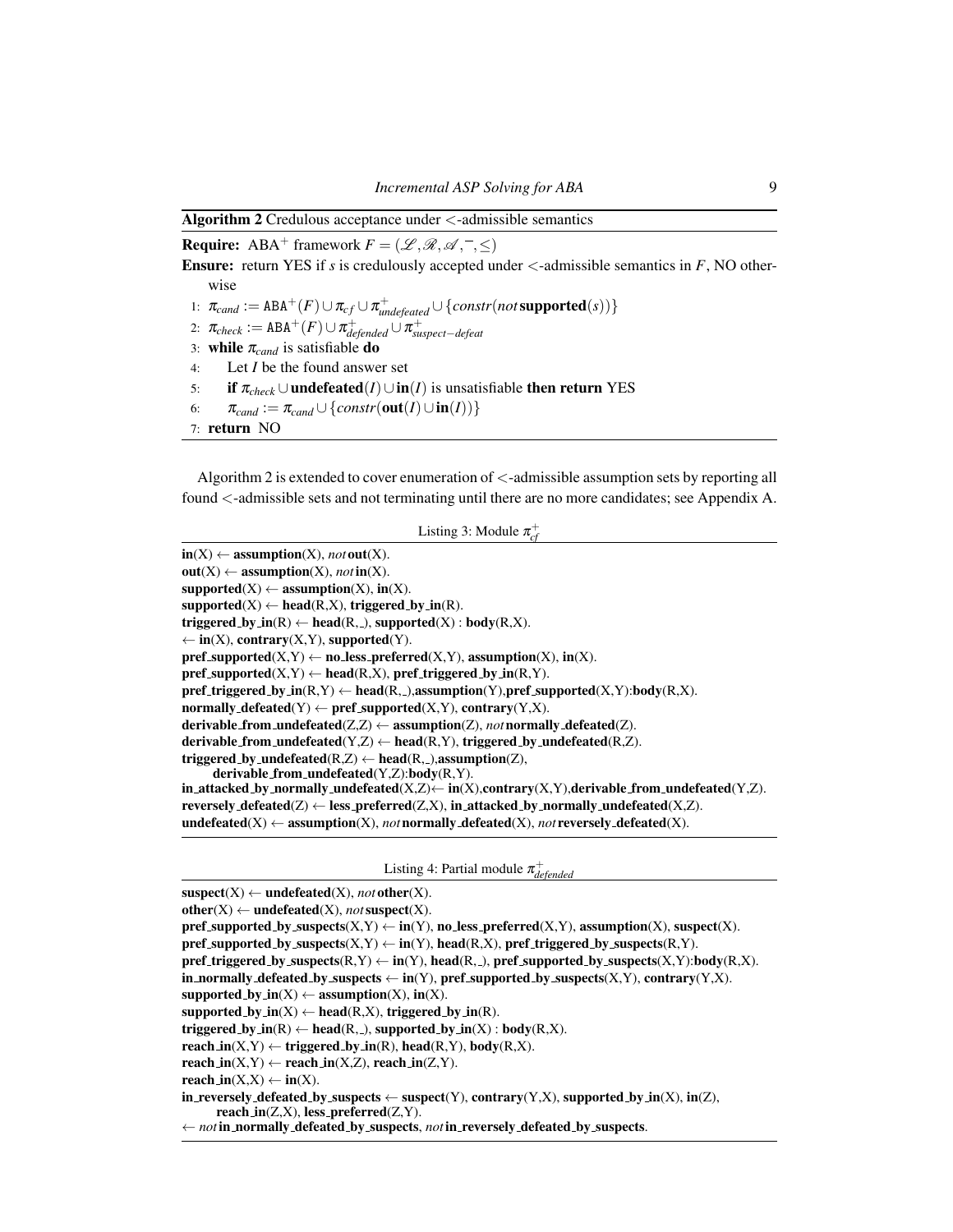**Algorithm 2** Credulous acceptance under $<$-admissible semantics

**Require:** ABA$^+$ framework $F = (\mathcal{L}, \mathcal{R}, \mathcal{A}, \bar{\ }, \leq)$

**Ensure:** return YES if $s$ is credulously accepted under $<$-admissible semantics in $F$, NO otherwise

1: $\pi_{cand} := \mathtt{ABA}^+(F) \cup \pi_{cf} \cup \pi^+_{undefeated} \cup \{constr(not\,\mathbf{supported}(s))\}$
2: $\pi_{check} := \mathtt{ABA}^+(F) \cup \pi^+_{defended} \cup \pi^+_{suspect-defeat}$
3: **while** $\pi_{cand}$ is satisfiable **do**
4: Let $I$ be the found answer set
5: **if** $\pi_{check} \cup \mathbf{undefeated}(I) \cup \mathbf{in}(I)$ is unsatisfiable **then return** YES
6: $\pi_{cand} := \pi_{cand} \cup \{constr(\mathbf{out}(I) \cup \mathbf{in}(I))\}$
7: **return** NO

Algorithm 2 is extended to cover enumeration of $<$-admissible assumption sets by reporting all found $<$-admissible sets and not terminating until there are no more candidates; see Appendix A.

Listing 3: Module $\pi^+_{cf}$

```
in(X) ← assumption(X), not out(X).
out(X) ← assumption(X), not in(X).
supported(X) ← assumption(X), in(X).
supported(X) ← head(R,X), triggered_by_in(R).
triggered_by_in(R) ← head(R,_), supported(X) : body(R,X).
← in(X), contrary(X,Y), supported(Y).
pref_supported(X,Y) ← no_less_preferred(X,Y), assumption(X), in(X).
pref_supported(X,Y) ← head(R,X), pref_triggered_by_in(R,Y).
pref_triggered_by_in(R,Y) ← head(R,_),assumption(Y),pref_supported(X,Y):body(R,X).
normally_defeated(Y) ← pref_supported(X,Y), contrary(Y,X).
derivable_from_undefeated(Z,Z) ← assumption(Z), not normally_defeated(Z).
derivable_from_undefeated(Y,Z) ← head(R,Y), triggered_by_undefeated(R,Z).
triggered_by_undefeated(R,Z) ← head(R,_),assumption(Z),
      derivable_from_undefeated(Y,Z):body(R,Y).
in_attacked_by_normally_undefeated(X,Z)← in(X),contrary(X,Y),derivable_from_undefeated(Y,Z).
reversely_defeated(Z) ← less_preferred(Z,X), in_attacked_by_normally_undefeated(X,Z).
undefeated(X) ← assumption(X), not normally_defeated(X), not reversely_defeated(X).
```

Listing 4: Partial module $\pi^+_{defended}$

```
suspect(X) ← undefeated(X), not other(X).
other(X) ← undefeated(X), not suspect(X).
pref_supported_by_suspects(X,Y) ← in(Y), no_less_preferred(X,Y), assumption(X), suspect(X).
pref_supported_by_suspects(X,Y) ← in(Y), head(R,X), pref_triggered_by_suspects(R,Y).
pref_triggered_by_suspects(R,Y) ← in(Y), head(R,_), pref_supported_by_suspects(X,Y):body(R,X).
in_normally_defeated_by_suspects ← in(Y), pref_supported_by_suspects(X,Y), contrary(Y,X).
supported_by_in(X) ← assumption(X), in(X).
supported_by_in(X) ← head(R,X), triggered_by_in(R).
triggered_by_in(R) ← head(R,_), supported_by_in(X) : body(R,X).
reach_in(X,Y) ← triggered_by_in(R), head(R,Y), body(R,X).
reach_in(X,Y) ← reach_in(X,Z), reach_in(Z,Y).
reach_in(X,X) ← in(X).
in_reversely_defeated_by_suspects ← suspect(Y), contrary(Y,X), supported_by_in(X), in(Z),
      reach_in(Z,X), less_preferred(Z,Y).
← not in_normally_defeated_by_suspects, not in_reversely_defeated_by_suspects.
```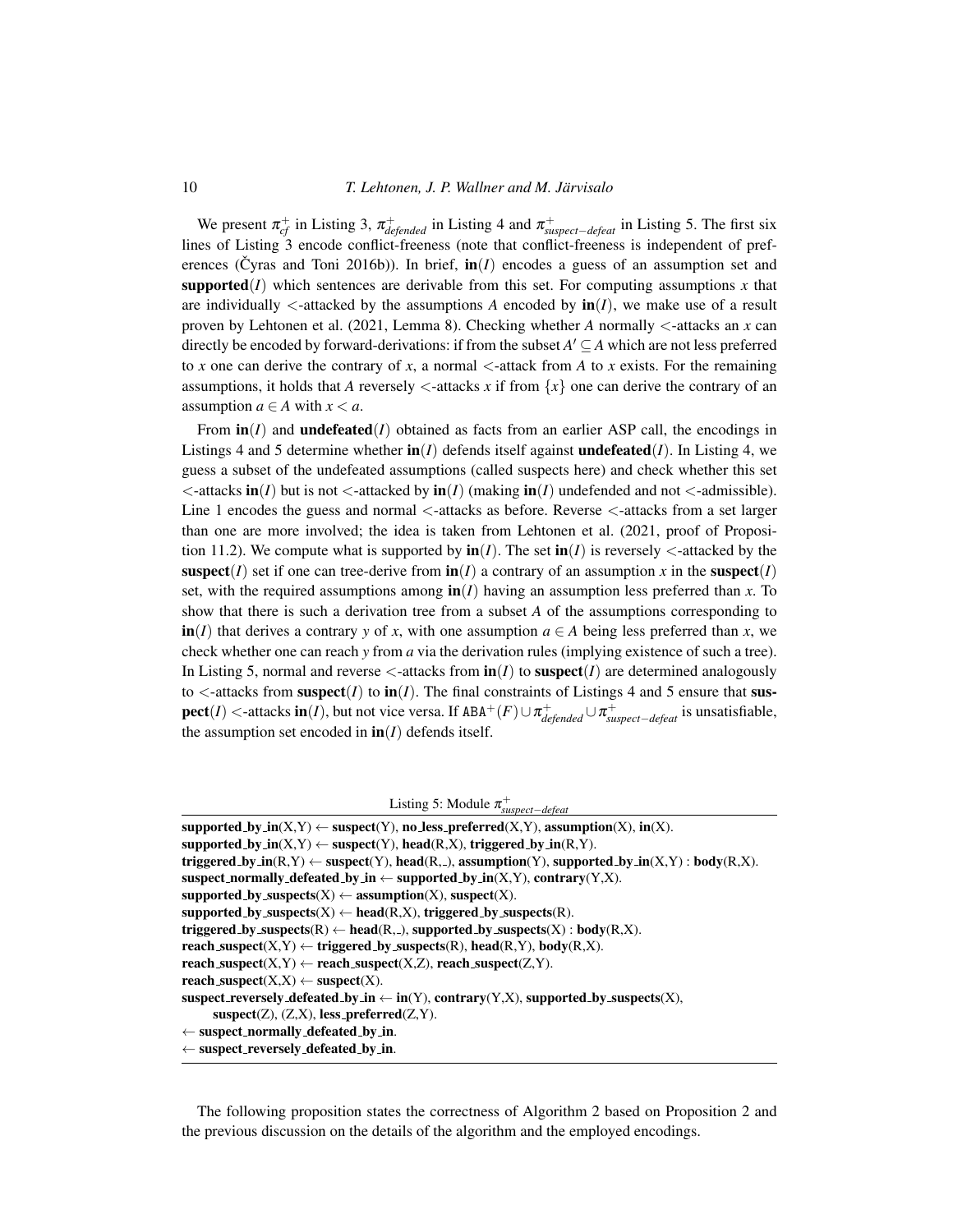We present $\pi^+_{cf}$ in Listing 3, $\pi^+_{defended}$ in Listing 4 and $\pi^+_{suspect-defeat}$ in Listing 5. The first six lines of Listing 3 encode conflict-freeness (note that conflict-freeness is independent of preferences (Čyras and Toni 2016b)). In brief, **in**$(I)$ encodes a guess of an assumption set and **supported**$(I)$ which sentences are derivable from this set. For computing assumptions $x$ that are individually $<$-attacked by the assumptions $A$ encoded by **in**$(I)$, we make use of a result proven by Lehtonen et al. (2021, Lemma 8). Checking whether $A$ normally $<$-attacks an $x$ can directly be encoded by forward-derivations: if from the subset $A' \subseteq A$ which are not less preferred to $x$ one can derive the contrary of $x$, a normal $<$-attack from $A$ to $x$ exists. For the remaining assumptions, it holds that $A$ reversely $<$-attacks $x$ if from $\{x\}$ one can derive the contrary of an assumption $a \in A$ with $x < a$.

From **in**$(I)$ and **undefeated**$(I)$ obtained as facts from an earlier ASP call, the encodings in Listings 4 and 5 determine whether **in**$(I)$ defends itself against **undefeated**$(I)$. In Listing 4, we guess a subset of the undefeated assumptions (called suspects here) and check whether this set $<$-attacks **in**$(I)$ but is not $<$-attacked by **in**$(I)$ (making **in**$(I)$ undefended and not $<$-admissible). Line 1 encodes the guess and normal $<$-attacks as before. Reverse $<$-attacks from a set larger than one are more involved; the idea is taken from Lehtonen et al. (2021, proof of Proposition 11.2). We compute what is supported by **in**$(I)$. The set **in**$(I)$ is reversely $<$-attacked by the **suspect**$(I)$ set if one can tree-derive from **in**$(I)$ a contrary of an assumption $x$ in the **suspect**$(I)$ set, with the required assumptions among **in**$(I)$ having an assumption less preferred than $x$. To show that there is such a derivation tree from a subset $A$ of the assumptions corresponding to **in**$(I)$ that derives a contrary $y$ of $x$, with one assumption $a \in A$ being less preferred than $x$, we check whether one can reach $y$ from $a$ via the derivation rules (implying existence of such a tree). In Listing 5, normal and reverse $<$-attacks from **in**$(I)$ to **suspect**$(I)$ are determined analogously to $<$-attacks from **suspect**$(I)$ to **in**$(I)$. The final constraints of Listings 4 and 5 ensure that **suspect**$(I)$ $<$-attacks **in**$(I)$, but not vice versa. If $\texttt{ABA}^+(F) \cup \pi^+_{defended} \cup \pi^+_{suspect-defeat}$ is unsatisfiable, the assumption set encoded in **in**$(I)$ defends itself.

Listing 5: Module $\pi^+_{suspect-defeat}$

```
supported_by_in(X,Y) ← suspect(Y), no_less_preferred(X,Y), assumption(X), in(X).
supported_by_in(X,Y) ← suspect(Y), head(R,X), triggered_by_in(R,Y).
triggered_by_in(R,Y) ← suspect(Y), head(R,_), assumption(Y), supported_by_in(X,Y) : body(R,X).
suspect_normally_defeated_by_in ← supported_by_in(X,Y), contrary(Y,X).
supported_by_suspects(X) ← assumption(X), suspect(X).
supported_by_suspects(X) ← head(R,X), triggered_by_suspects(R).
triggered_by_suspects(R) ← head(R,_), supported_by_suspects(X) : body(R,X).
reach_suspect(X,Y) ← triggered_by_suspects(R), head(R,Y), body(R,X).
reach_suspect(X,Y) ← reach_suspect(X,Z), reach_suspect(Z,Y).
reach_suspect(X,X) ← suspect(X).
suspect_reversely_defeated_by_in ← in(Y), contrary(Y,X), supported_by_suspects(X),
    suspect(Z), (Z,X), less_preferred(Z,Y).
← suspect_normally_defeated_by_in.
← suspect_reversely_defeated_by_in.
```

The following proposition states the correctness of Algorithm 2 based on Proposition 2 and the previous discussion on the details of the algorithm and the employed encodings.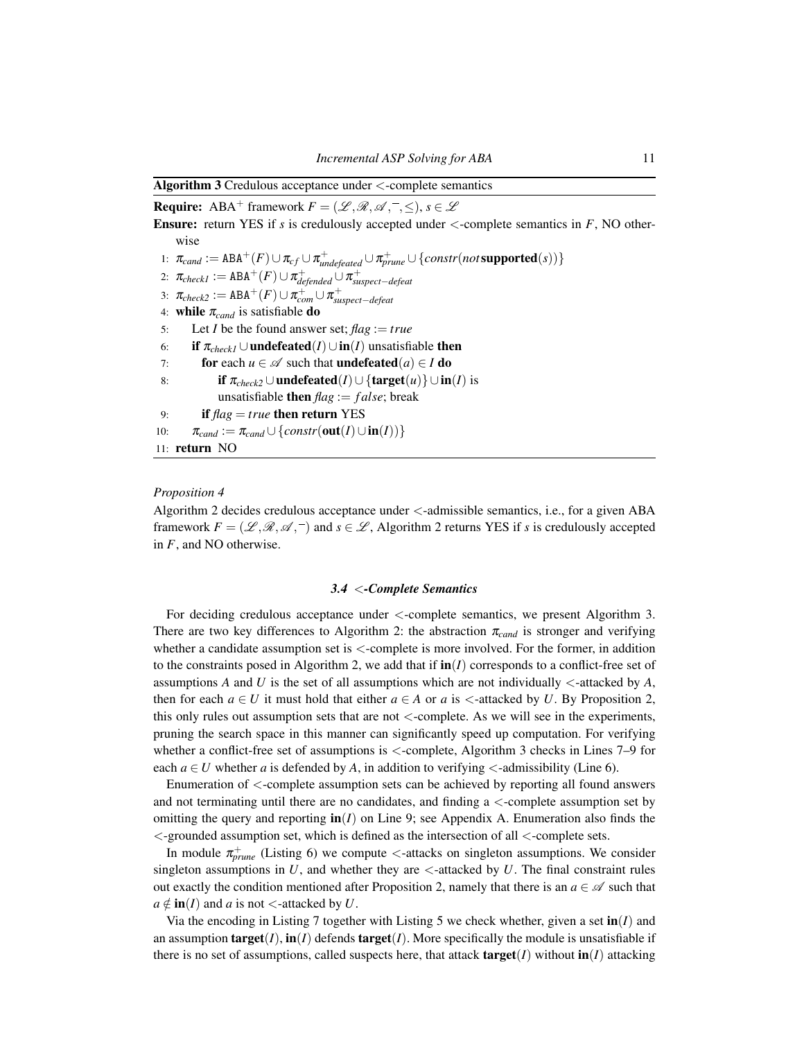**Algorithm 3** Credulous acceptance under $<$-complete semantics

**Require:** $\text{ABA}^+$ framework $F = (\mathcal{L}, \mathcal{R}, \mathcal{A}, \bar{\ }, \leq)$, $s \in \mathcal{L}$

**Ensure:** return YES if $s$ is credulously accepted under $<$-complete semantics in $F$, NO otherwise

1: $\pi_{cand} := \texttt{ABA}^+(F) \cup \pi_{cf} \cup \pi^+_{undefeated} \cup \pi^+_{prune} \cup \{constr(not\,\mathbf{supported}(s))\}$
2: $\pi_{check1} := \texttt{ABA}^+(F) \cup \pi^+_{defended} \cup \pi^+_{suspect-defeat}$
3: $\pi_{check2} := \texttt{ABA}^+(F) \cup \pi^+_{com} \cup \pi^+_{suspect-defeat}$
4: **while** $\pi_{cand}$ is satisfiable **do**
5: &nbsp;&nbsp;&nbsp;&nbsp;Let $I$ be the found answer set; $flag := true$
6: &nbsp;&nbsp;&nbsp;&nbsp;**if** $\pi_{check1} \cup \mathbf{undefeated}(I) \cup \mathbf{in}(I)$ unsatisfiable **then**
7: &nbsp;&nbsp;&nbsp;&nbsp;&nbsp;&nbsp;&nbsp;&nbsp;**for** each $u \in \mathcal{A}$ such that $\mathbf{undefeated}(a) \in I$ **do**
8: &nbsp;&nbsp;&nbsp;&nbsp;&nbsp;&nbsp;&nbsp;&nbsp;&nbsp;&nbsp;&nbsp;&nbsp;**if** $\pi_{check2} \cup \mathbf{undefeated}(I) \cup \{\mathbf{target}(u)\} \cup \mathbf{in}(I)$ is unsatisfiable **then** $flag := false$; break
9: &nbsp;&nbsp;&nbsp;&nbsp;&nbsp;&nbsp;&nbsp;&nbsp;**if** $flag = true$ **then return** YES
10: &nbsp;&nbsp;&nbsp;&nbsp;$\pi_{cand} := \pi_{cand} \cup \{constr(\mathbf{out}(I) \cup \mathbf{in}(I))\}$
11: **return** NO

*Proposition 4*

Algorithm 2 decides credulous acceptance under $<$-admissible semantics, i.e., for a given ABA framework $F = (\mathcal{L}, \mathcal{R}, \mathcal{A}, \bar{\ })$ and $s \in \mathcal{L}$, Algorithm 2 returns YES if $s$ is credulously accepted in $F$, and NO otherwise.

### 3.4 $<$-Complete Semantics

For deciding credulous acceptance under $<$-complete semantics, we present Algorithm 3. There are two key differences to Algorithm 2: the abstraction $\pi_{cand}$ is stronger and verifying whether a candidate assumption set is $<$-complete is more involved. For the former, in addition to the constraints posed in Algorithm 2, we add that if $\mathbf{in}(I)$ corresponds to a conflict-free set of assumptions $A$ and $U$ is the set of all assumptions which are not individually $<$-attacked by $A$, then for each $a \in U$ it must hold that either $a \in A$ or $a$ is $<$-attacked by $U$. By Proposition 2, this only rules out assumption sets that are not $<$-complete. As we will see in the experiments, pruning the search space in this manner can significantly speed up computation. For verifying whether a conflict-free set of assumptions is $<$-complete, Algorithm 3 checks in Lines 7–9 for each $a \in U$ whether $a$ is defended by $A$, in addition to verifying $<$-admissibility (Line 6).

Enumeration of $<$-complete assumption sets can be achieved by reporting all found answers and not terminating until there are no candidates, and finding a $<$-complete assumption set by omitting the query and reporting $\mathbf{in}(I)$ on Line 9; see Appendix A. Enumeration also finds the $<$-grounded assumption set, which is defined as the intersection of all $<$-complete sets.

In module $\pi^+_{prune}$ (Listing 6) we compute $<$-attacks on singleton assumptions. We consider singleton assumptions in $U$, and whether they are $<$-attacked by $U$. The final constraint rules out exactly the condition mentioned after Proposition 2, namely that there is an $a \in \mathcal{A}$ such that $a \notin \mathbf{in}(I)$ and $a$ is not $<$-attacked by $U$.

Via the encoding in Listing 7 together with Listing 5 we check whether, given a set $\mathbf{in}(I)$ and an assumption $\mathbf{target}(I)$, $\mathbf{in}(I)$ defends $\mathbf{target}(I)$. More specifically the module is unsatisfiable if there is no set of assumptions, called suspects here, that attack $\mathbf{target}(I)$ without $\mathbf{in}(I)$ attacking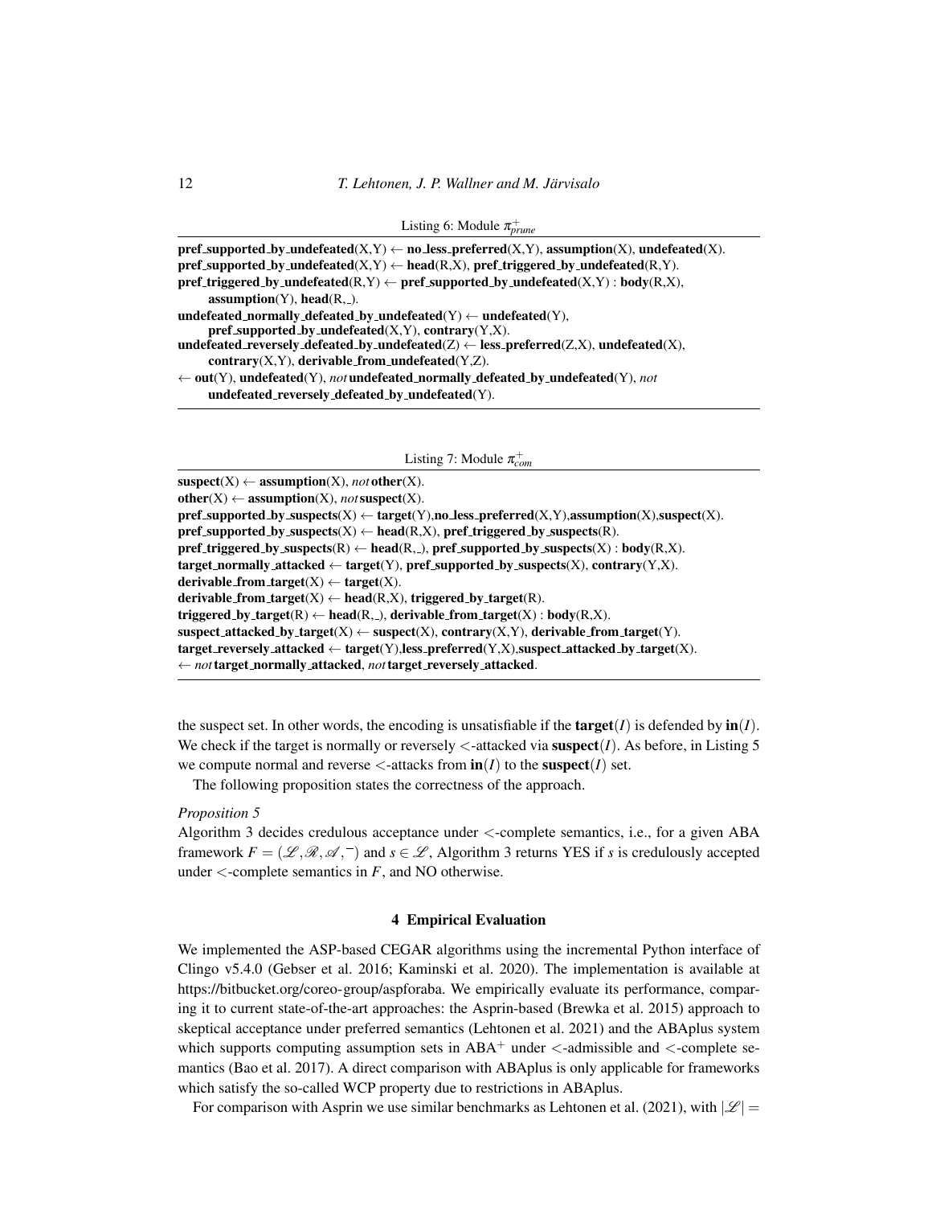Listing 6: Module $\pi^{+}_{prune}$

```
pref_supported_by_undefeated(X,Y) ← no_less_preferred(X,Y), assumption(X), undefeated(X).
pref_supported_by_undefeated(X,Y) ← head(R,X), pref_triggered_by_undefeated(R,Y).
pref_triggered_by_undefeated(R,Y) ← pref_supported_by_undefeated(X,Y) : body(R,X),
      assumption(Y), head(R,_).
undefeated_normally_defeated_by_undefeated(Y) ← undefeated(Y),
      pref_supported_by_undefeated(X,Y), contrary(Y,X).
undefeated_reversely_defeated_by_undefeated(Z) ← less_preferred(Z,X), undefeated(X),
      contrary(X,Y), derivable_from_undefeated(Y,Z).
← out(Y), undefeated(Y), not undefeated_normally_defeated_by_undefeated(Y), not
      undefeated_reversely_defeated_by_undefeated(Y).
```

Listing 7: Module $\pi^{+}_{com}$

```
suspect(X) ← assumption(X), not other(X).
other(X) ← assumption(X), not suspect(X).
pref_supported_by_suspects(X) ← target(Y),no_less_preferred(X,Y),assumption(X),suspect(X).
pref_supported_by_suspects(X) ← head(R,X), pref_triggered_by_suspects(R).
pref_triggered_by_suspects(R) ← head(R,_), pref_supported_by_suspects(X) : body(R,X).
target_normally_attacked ← target(Y), pref_supported_by_suspects(X), contrary(Y,X).
derivable_from_target(X) ← target(X).
derivable_from_target(X) ← head(R,X), triggered_by_target(R).
triggered_by_target(R) ← head(R,_), derivable_from_target(X) : body(R,X).
suspect_attacked_by_target(X) ← suspect(X), contrary(X,Y), derivable_from_target(Y).
target_reversely_attacked ← target(Y),less_preferred(Y,X),suspect_attacked_by_target(X).
← not target_normally_attacked, not target_reversely_attacked.
```

the suspect set. In other words, the encoding is unsatisfiable if the **target**$(I)$ is defended by **in**$(I)$. We check if the target is normally or reversely $<$-attacked via **suspect**$(I)$. As before, in Listing 5 we compute normal and reverse $<$-attacks from **in**$(I)$ to the **suspect**$(I)$ set.

The following proposition states the correctness of the approach.

*Proposition 5*

Algorithm 3 decides credulous acceptance under $<$-complete semantics, i.e., for a given ABA framework $F = (\mathcal{L}, \mathcal{R}, \mathcal{A}, \bar{\ })$ and $s \in \mathcal{L}$, Algorithm 3 returns YES if $s$ is credulously accepted under $<$-complete semantics in $F$, and NO otherwise.

## 4 Empirical Evaluation

We implemented the ASP-based CEGAR algorithms using the incremental Python interface of Clingo v5.4.0 (Gebser et al. 2016; Kaminski et al. 2020). The implementation is available at https://bitbucket.org/coreo-group/aspforaba. We empirically evaluate its performance, comparing it to current state-of-the-art approaches: the Asprin-based (Brewka et al. 2015) approach to skeptical acceptance under preferred semantics (Lehtonen et al. 2021) and the ABAplus system which supports computing assumption sets in ABA$^{+}$ under $<$-admissible and $<$-complete semantics (Bao et al. 2017). A direct comparison with ABAplus is only applicable for frameworks which satisfy the so-called WCP property due to restrictions in ABAplus.

For comparison with Asprin we use similar benchmarks as Lehtonen et al. (2021), with $|\mathcal{L}| =$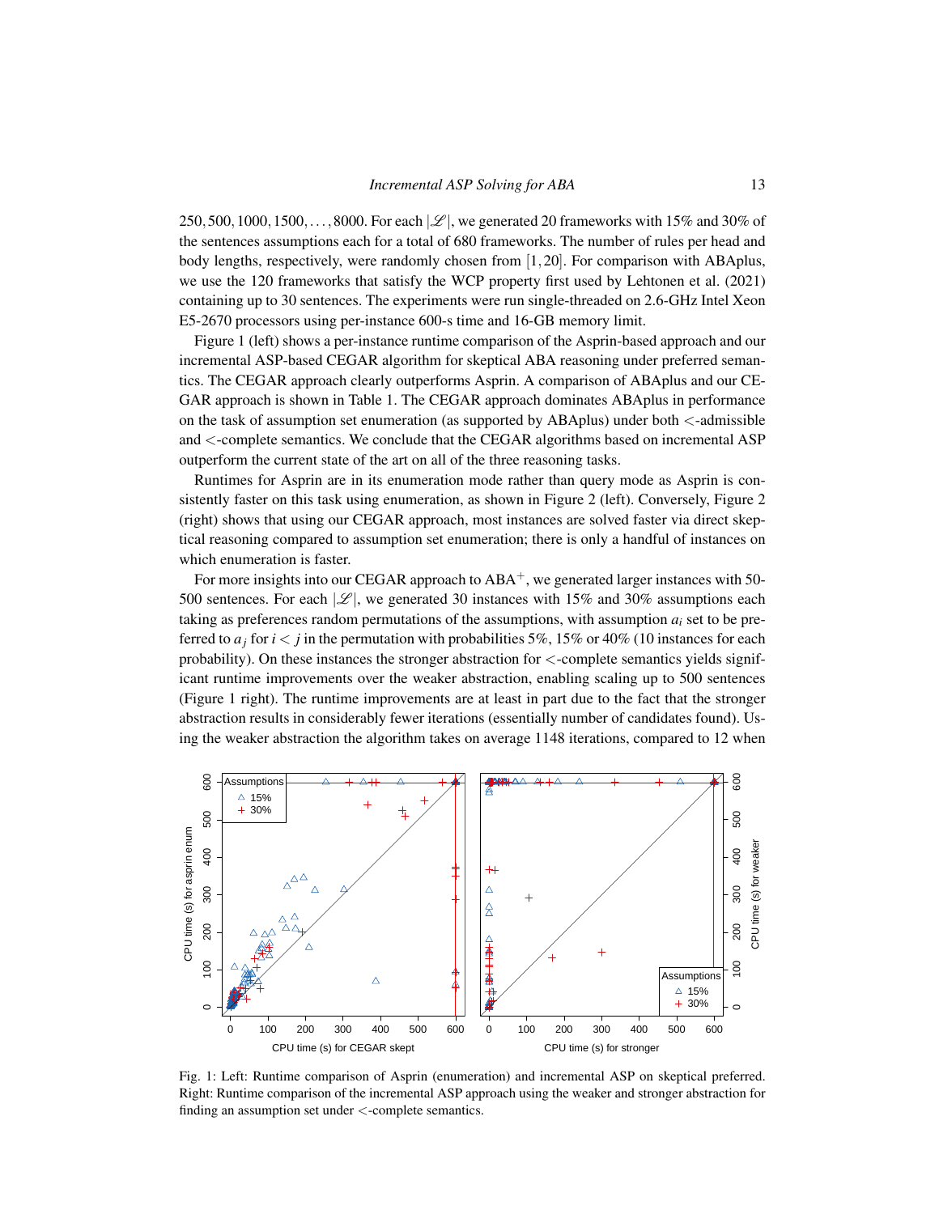250, 500, 1000, 1500, ..., 8000. For each $|\mathcal{L}|$, we generated 20 frameworks with 15% and 30% of the sentences assumptions each for a total of 680 frameworks. The number of rules per head and body lengths, respectively, were randomly chosen from $[1, 20]$. For comparison with ABAplus, we use the 120 frameworks that satisfy the WCP property first used by Lehtonen et al. (2021) containing up to 30 sentences. The experiments were run single-threaded on 2.6-GHz Intel Xeon E5-2670 processors using per-instance 600-s time and 16-GB memory limit.

Figure 1 (left) shows a per-instance runtime comparison of the Asprin-based approach and our incremental ASP-based CEGAR algorithm for skeptical ABA reasoning under preferred semantics. The CEGAR approach clearly outperforms Asprin. A comparison of ABAplus and our CEGAR approach is shown in Table 1. The CEGAR approach dominates ABAplus in performance on the task of assumption set enumeration (as supported by ABAplus) under both $<$-admissible and $<$-complete semantics. We conclude that the CEGAR algorithms based on incremental ASP outperform the current state of the art on all of the three reasoning tasks.

Runtimes for Asprin are in its enumeration mode rather than query mode as Asprin is consistently faster on this task using enumeration, as shown in Figure 2 (left). Conversely, Figure 2 (right) shows that using our CEGAR approach, most instances are solved faster via direct skeptical reasoning compared to assumption set enumeration; there is only a handful of instances on which enumeration is faster.

For more insights into our CEGAR approach to ABA$^+$, we generated larger instances with 50-500 sentences. For each $|\mathcal{L}|$, we generated 30 instances with 15% and 30% assumptions each taking as preferences random permutations of the assumptions, with assumption $a_i$ set to be preferred to $a_j$ for $i < j$ in the permutation with probabilities 5%, 15% or 40% (10 instances for each probability). On these instances the stronger abstraction for $<$-complete semantics yields significant runtime improvements over the weaker abstraction, enabling scaling up to 500 sentences (Figure 1 right). The runtime improvements are at least in part due to the fact that the stronger abstraction results in considerably fewer iterations (essentially number of candidates found). Using the weaker abstraction the algorithm takes on average 1148 iterations, compared to 12 when

Fig. 1: Left: Runtime comparison of Asprin (enumeration) and incremental ASP on skeptical preferred. Right: Runtime comparison of the incremental ASP approach using the weaker and stronger abstraction for finding an assumption set under $<$-complete semantics.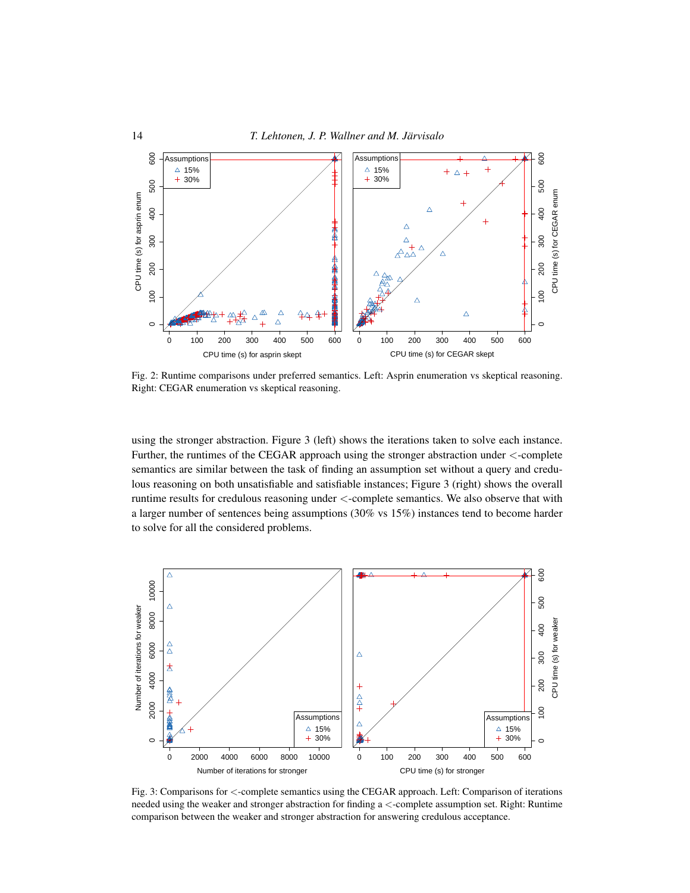Fig. 2: Runtime comparisons under preferred semantics. Left: Asprin enumeration vs skeptical reasoning. Right: CEGAR enumeration vs skeptical reasoning.

using the stronger abstraction. Figure 3 (left) shows the iterations taken to solve each instance. Further, the runtimes of the CEGAR approach using the stronger abstraction under $<$-complete semantics are similar between the task of finding an assumption set without a query and credulous reasoning on both unsatisfiable and satisfiable instances; Figure 3 (right) shows the overall runtime results for credulous reasoning under $<$-complete semantics. We also observe that with a larger number of sentences being assumptions (30% vs 15%) instances tend to become harder to solve for all the considered problems.

Fig. 3: Comparisons for $<$-complete semantics using the CEGAR approach. Left: Comparison of iterations needed using the weaker and stronger abstraction for finding a $<$-complete assumption set. Right: Runtime comparison between the weaker and stronger abstraction for answering credulous acceptance.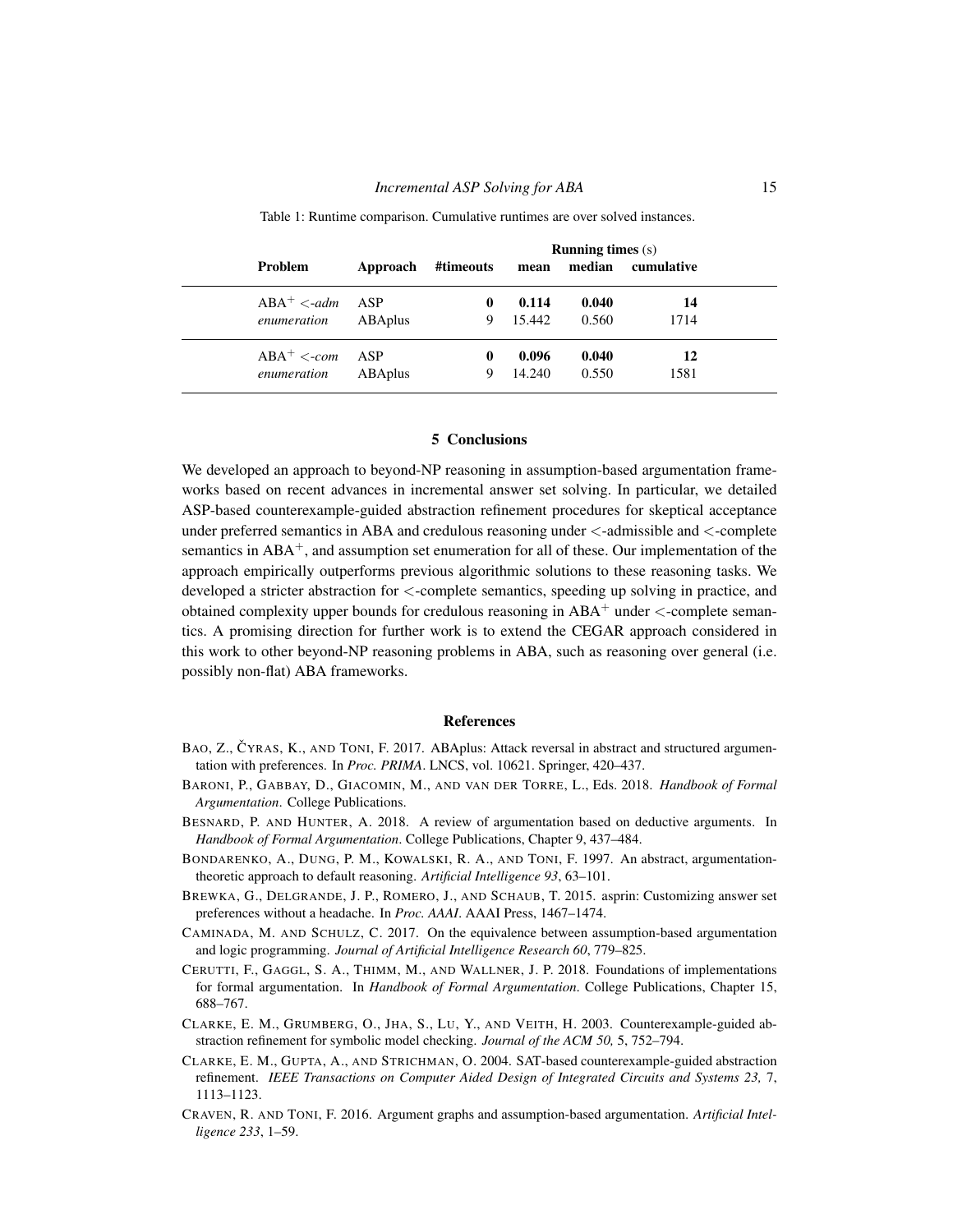Table 1: Runtime comparison. Cumulative runtimes are over solved instances.

| Problem | Approach | #timeouts | Running times (s) | | |
|---|---|---|---|---|---|
| | | | mean | median | cumulative |
| $ABA^+$ $<$-*adm* *enumeration* | ASP | **0** | **0.114** | **0.040** | **14** |
| | ABAplus | 9 | 15.442 | 0.560 | 1714 |
| $ABA^+$ $<$-*com* *enumeration* | ASP | **0** | **0.096** | **0.040** | **12** |
| | ABAplus | 9 | 14.240 | 0.550 | 1581 |

## 5 Conclusions

We developed an approach to beyond-NP reasoning in assumption-based argumentation frameworks based on recent advances in incremental answer set solving. In particular, we detailed ASP-based counterexample-guided abstraction refinement procedures for skeptical acceptance under preferred semantics in ABA and credulous reasoning under $<$-admissible and $<$-complete semantics in $ABA^+$, and assumption set enumeration for all of these. Our implementation of the approach empirically outperforms previous algorithmic solutions to these reasoning tasks. We developed a stricter abstraction for $<$-complete semantics, speeding up solving in practice, and obtained complexity upper bounds for credulous reasoning in $ABA^+$ under $<$-complete semantics. A promising direction for further work is to extend the CEGAR approach considered in this work to other beyond-NP reasoning problems in ABA, such as reasoning over general (i.e. possibly non-flat) ABA frameworks.

## References

Bao, Z., Čyras, K., and Toni, F. 2017. ABAplus: Attack reversal in abstract and structured argumentation with preferences. In *Proc. PRIMA*. LNCS, vol. 10621. Springer, 420–437.

Baroni, P., Gabbay, D., Giacomin, M., and van der Torre, L., Eds. 2018. *Handbook of Formal Argumentation*. College Publications.

Besnard, P. and Hunter, A. 2018. A review of argumentation based on deductive arguments. In *Handbook of Formal Argumentation*. College Publications, Chapter 9, 437–484.

Bondarenko, A., Dung, P. M., Kowalski, R. A., and Toni, F. 1997. An abstract, argumentation-theoretic approach to default reasoning. *Artificial Intelligence 93*, 63–101.

Brewka, G., Delgrande, J. P., Romero, J., and Schaub, T. 2015. asprin: Customizing answer set preferences without a headache. In *Proc. AAAI*. AAAI Press, 1467–1474.

Caminada, M. and Schulz, C. 2017. On the equivalence between assumption-based argumentation and logic programming. *Journal of Artificial Intelligence Research 60*, 779–825.

Cerutti, F., Gaggl, S. A., Thimm, M., and Wallner, J. P. 2018. Foundations of implementations for formal argumentation. In *Handbook of Formal Argumentation*. College Publications, Chapter 15, 688–767.

Clarke, E. M., Grumberg, O., Jha, S., Lu, Y., and Veith, H. 2003. Counterexample-guided abstraction refinement for symbolic model checking. *Journal of the ACM 50,* 5, 752–794.

Clarke, E. M., Gupta, A., and Strichman, O. 2004. SAT-based counterexample-guided abstraction refinement. *IEEE Transactions on Computer Aided Design of Integrated Circuits and Systems 23,* 7, 1113–1123.

Craven, R. and Toni, F. 2016. Argument graphs and assumption-based argumentation. *Artificial Intelligence 233*, 1–59.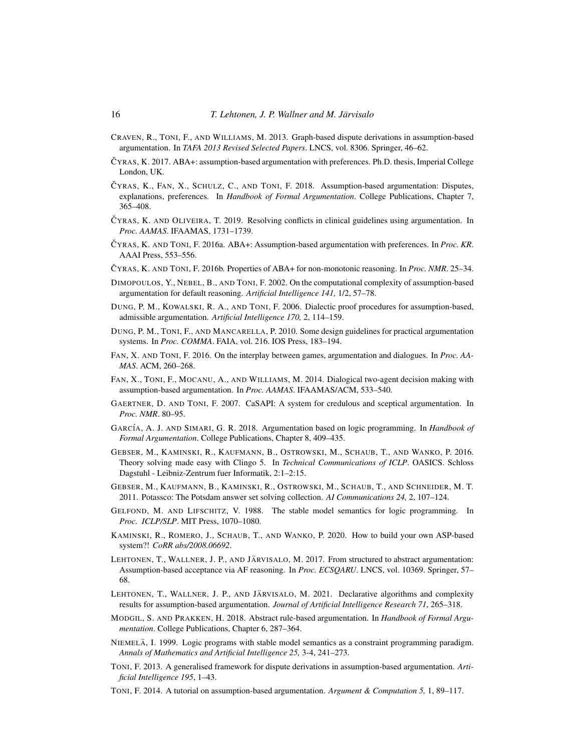CRAVEN, R., TONI, F., AND WILLIAMS, M. 2013. Graph-based dispute derivations in assumption-based argumentation. In *TAFA 2013 Revised Selected Papers*. LNCS, vol. 8306. Springer, 46–62.

ČYRAS, K. 2017. ABA+: assumption-based argumentation with preferences. Ph.D. thesis, Imperial College London, UK.

ČYRAS, K., FAN, X., SCHULZ, C., AND TONI, F. 2018. Assumption-based argumentation: Disputes, explanations, preferences. In *Handbook of Formal Argumentation*. College Publications, Chapter 7, 365–408.

ČYRAS, K. AND OLIVEIRA, T. 2019. Resolving conflicts in clinical guidelines using argumentation. In *Proc. AAMAS*. IFAAMAS, 1731–1739.

ČYRAS, K. AND TONI, F. 2016a. ABA+: Assumption-based argumentation with preferences. In *Proc. KR*. AAAI Press, 553–556.

ČYRAS, K. AND TONI, F. 2016b. Properties of ABA+ for non-monotonic reasoning. In *Proc. NMR*. 25–34.

DIMOPOULOS, Y., NEBEL, B., AND TONI, F. 2002. On the computational complexity of assumption-based argumentation for default reasoning. *Artificial Intelligence 141,* 1/2, 57–78.

DUNG, P. M., KOWALSKI, R. A., AND TONI, F. 2006. Dialectic proof procedures for assumption-based, admissible argumentation. *Artificial Intelligence 170,* 2, 114–159.

DUNG, P. M., TONI, F., AND MANCARELLA, P. 2010. Some design guidelines for practical argumentation systems. In *Proc. COMMA*. FAIA, vol. 216. IOS Press, 183–194.

FAN, X. AND TONI, F. 2016. On the interplay between games, argumentation and dialogues. In *Proc. AAMAS*. ACM, 260–268.

FAN, X., TONI, F., MOCANU, A., AND WILLIAMS, M. 2014. Dialogical two-agent decision making with assumption-based argumentation. In *Proc. AAMAS*. IFAAMAS/ACM, 533–540.

GAERTNER, D. AND TONI, F. 2007. CaSAPI: A system for credulous and sceptical argumentation. In *Proc. NMR*. 80–95.

GARCÍA, A. J. AND SIMARI, G. R. 2018. Argumentation based on logic programming. In *Handbook of Formal Argumentation*. College Publications, Chapter 8, 409–435.

GEBSER, M., KAMINSKI, R., KAUFMANN, B., OSTROWSKI, M., SCHAUB, T., AND WANKO, P. 2016. Theory solving made easy with Clingo 5. In *Technical Communications of ICLP*. OASICS. Schloss Dagstuhl - Leibniz-Zentrum fuer Informatik, 2:1–2:15.

GEBSER, M., KAUFMANN, B., KAMINSKI, R., OSTROWSKI, M., SCHAUB, T., AND SCHNEIDER, M. T. 2011. Potassco: The Potsdam answer set solving collection. *AI Communications 24,* 2, 107–124.

GELFOND, M. AND LIFSCHITZ, V. 1988. The stable model semantics for logic programming. In *Proc. ICLP/SLP*. MIT Press, 1070–1080.

KAMINSKI, R., ROMERO, J., SCHAUB, T., AND WANKO, P. 2020. How to build your own ASP-based system?! *CoRR abs/2008.06692*.

LEHTONEN, T., WALLNER, J. P., AND JÄRVISALO, M. 2017. From structured to abstract argumentation: Assumption-based acceptance via AF reasoning. In *Proc. ECSQARU*. LNCS, vol. 10369. Springer, 57–68.

LEHTONEN, T., WALLNER, J. P., AND JÄRVISALO, M. 2021. Declarative algorithms and complexity results for assumption-based argumentation. *Journal of Artificial Intelligence Research 71*, 265–318.

MODGIL, S. AND PRAKKEN, H. 2018. Abstract rule-based argumentation. In *Handbook of Formal Argumentation*. College Publications, Chapter 6, 287–364.

NIEMELÄ, I. 1999. Logic programs with stable model semantics as a constraint programming paradigm. *Annals of Mathematics and Artificial Intelligence 25,* 3-4, 241–273.

TONI, F. 2013. A generalised framework for dispute derivations in assumption-based argumentation. *Artificial Intelligence 195*, 1–43.

TONI, F. 2014. A tutorial on assumption-based argumentation. *Argument & Computation 5,* 1, 89–117.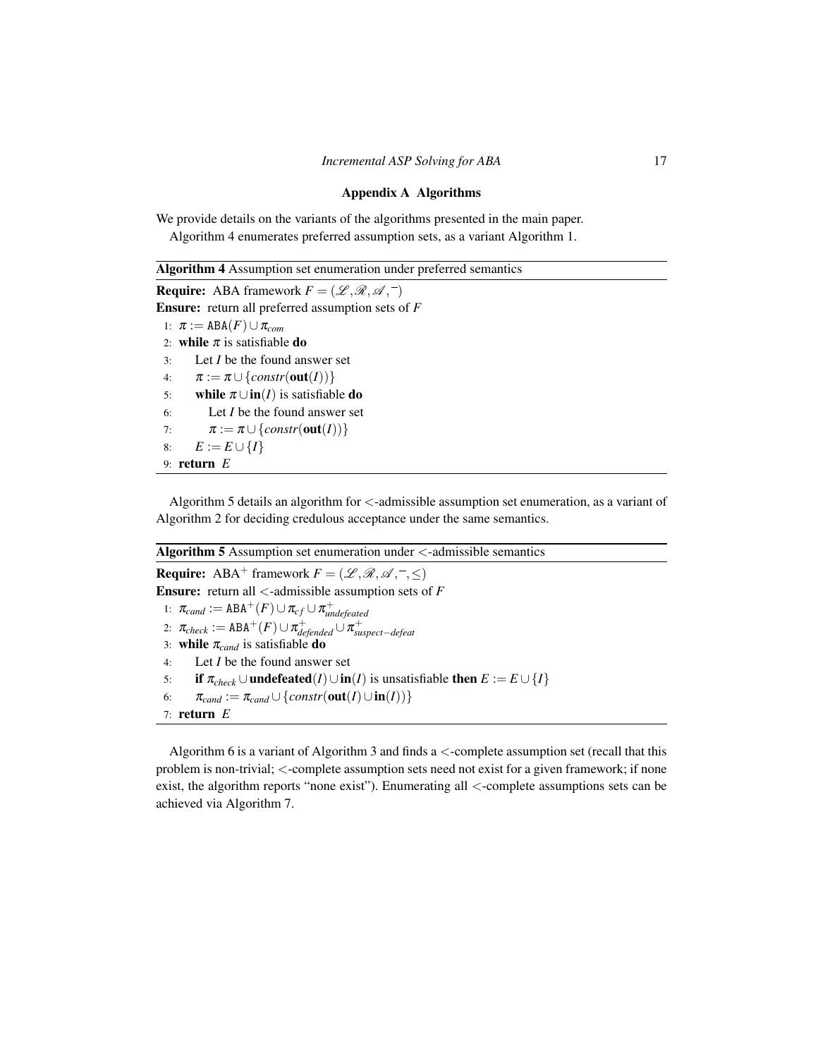## Appendix A Algorithms

We provide details on the variants of the algorithms presented in the main paper.

Algorithm 4 enumerates preferred assumption sets, as a variant Algorithm 1.

**Algorithm 4** Assumption set enumeration under preferred semantics

**Require:** ABA framework $F = (\mathscr{L}, \mathscr{R}, \mathscr{A}, \bar{\ })$
**Ensure:** return all preferred assumption sets of $F$

1: $\pi := \texttt{ABA}(F) \cup \pi_{com}$
2: **while** $\pi$ is satisfiable **do**
3: Let $I$ be the found answer set
4: $\pi := \pi \cup \{constr(\mathbf{out}(I))\}$
5: **while** $\pi \cup \mathbf{in}(I)$ is satisfiable **do**
6: Let $I$ be the found answer set
7: $\pi := \pi \cup \{constr(\mathbf{out}(I))\}$
8: $E := E \cup \{I\}$
9: **return** $E$

Algorithm 5 details an algorithm for $<$-admissible assumption set enumeration, as a variant of Algorithm 2 for deciding credulous acceptance under the same semantics.

**Algorithm 5** Assumption set enumeration under $<$-admissible semantics

**Require:** ABA$^+$ framework $F = (\mathscr{L}, \mathscr{R}, \mathscr{A}, \bar{\ }, \leq)$
**Ensure:** return all $<$-admissible assumption sets of $F$

1: $\pi_{cand} := \texttt{ABA}^+(F) \cup \pi_{cf} \cup \pi^+_{undefeated}$
2: $\pi_{check} := \texttt{ABA}^+(F) \cup \pi^+_{defended} \cup \pi^+_{suspect-defeat}$
3: **while** $\pi_{cand}$ is satisfiable **do**
4: Let $I$ be the found answer set
5: **if** $\pi_{check} \cup \mathbf{undefeated}(I) \cup \mathbf{in}(I)$ is unsatisfiable **then** $E := E \cup \{I\}$
6: $\pi_{cand} := \pi_{cand} \cup \{constr(\mathbf{out}(I) \cup \mathbf{in}(I))\}$
7: **return** $E$

Algorithm 6 is a variant of Algorithm 3 and finds a $<$-complete assumption set (recall that this problem is non-trivial; $<$-complete assumption sets need not exist for a given framework; if none exist, the algorithm reports "none exist"). Enumerating all $<$-complete assumptions sets can be achieved via Algorithm 7.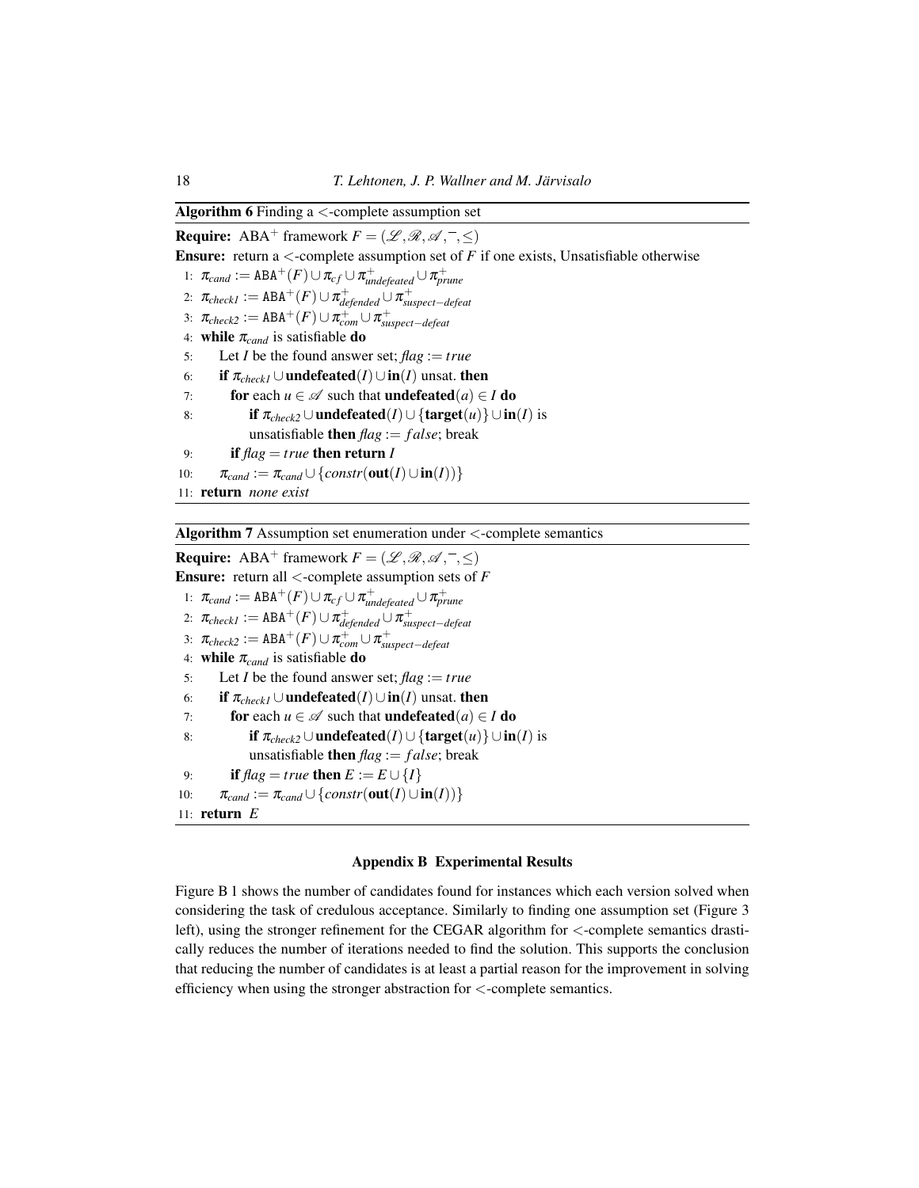**Algorithm 6** Finding a $<$-complete assumption set

**Require:** ABA$^+$ framework $F = (\mathcal{L}, \mathcal{R}, \mathcal{A}, ^-, \leq)$

**Ensure:** return a $<$-complete assumption set of $F$ if one exists, Unsatisfiable otherwise

1: $\pi_{cand} := \texttt{ABA}^+(F) \cup \pi_{cf} \cup \pi^+_{undefeated} \cup \pi^+_{prune}$
2: $\pi_{check1} := \texttt{ABA}^+(F) \cup \pi^+_{defended} \cup \pi^+_{suspect-defeat}$
3: $\pi_{check2} := \texttt{ABA}^+(F) \cup \pi^+_{com} \cup \pi^+_{suspect-defeat}$
4: **while** $\pi_{cand}$ is satisfiable **do**
5: Let $I$ be the found answer set; $flag := true$
6: **if** $\pi_{check1} \cup \textbf{undefeated}(I) \cup \textbf{in}(I)$ unsat. **then**
7: **for** each $u \in \mathcal{A}$ such that $\textbf{undefeated}(a) \in I$ **do**
8: **if** $\pi_{check2} \cup \textbf{undefeated}(I) \cup \{\textbf{target}(u)\} \cup \textbf{in}(I)$ is unsatisfiable **then** $flag := false$; break
9: **if** $flag = true$ **then return** $I$
10: $\pi_{cand} := \pi_{cand} \cup \{constr(\textbf{out}(I) \cup \textbf{in}(I))\}$
11: **return** *none exist*

**Algorithm 7** Assumption set enumeration under $<$-complete semantics

**Require:** ABA$^+$ framework $F = (\mathcal{L}, \mathcal{R}, \mathcal{A}, ^-, \leq)$

**Ensure:** return all $<$-complete assumption sets of $F$

1: $\pi_{cand} := \texttt{ABA}^+(F) \cup \pi_{cf} \cup \pi^+_{undefeated} \cup \pi^+_{prune}$
2: $\pi_{check1} := \texttt{ABA}^+(F) \cup \pi^+_{defended} \cup \pi^+_{suspect-defeat}$
3: $\pi_{check2} := \texttt{ABA}^+(F) \cup \pi^+_{com} \cup \pi^+_{suspect-defeat}$
4: **while** $\pi_{cand}$ is satisfiable **do**
5: Let $I$ be the found answer set; $flag := true$
6: **if** $\pi_{check1} \cup \textbf{undefeated}(I) \cup \textbf{in}(I)$ unsat. **then**
7: **for** each $u \in \mathcal{A}$ such that $\textbf{undefeated}(a) \in I$ **do**
8: **if** $\pi_{check2} \cup \textbf{undefeated}(I) \cup \{\textbf{target}(u)\} \cup \textbf{in}(I)$ is unsatisfiable **then** $flag := false$; break
9: **if** $flag = true$ **then** $E := E \cup \{I\}$
10: $\pi_{cand} := \pi_{cand} \cup \{constr(\textbf{out}(I) \cup \textbf{in}(I))\}$
11: **return** $E$

## Appendix B Experimental Results

Figure B 1 shows the number of candidates found for instances which each version solved when considering the task of credulous acceptance. Similarly to finding one assumption set (Figure 3 left), using the stronger refinement for the CEGAR algorithm for $<$-complete semantics drastically reduces the number of iterations needed to find the solution. This supports the conclusion that reducing the number of candidates is at least a partial reason for the improvement in solving efficiency when using the stronger abstraction for $<$-complete semantics.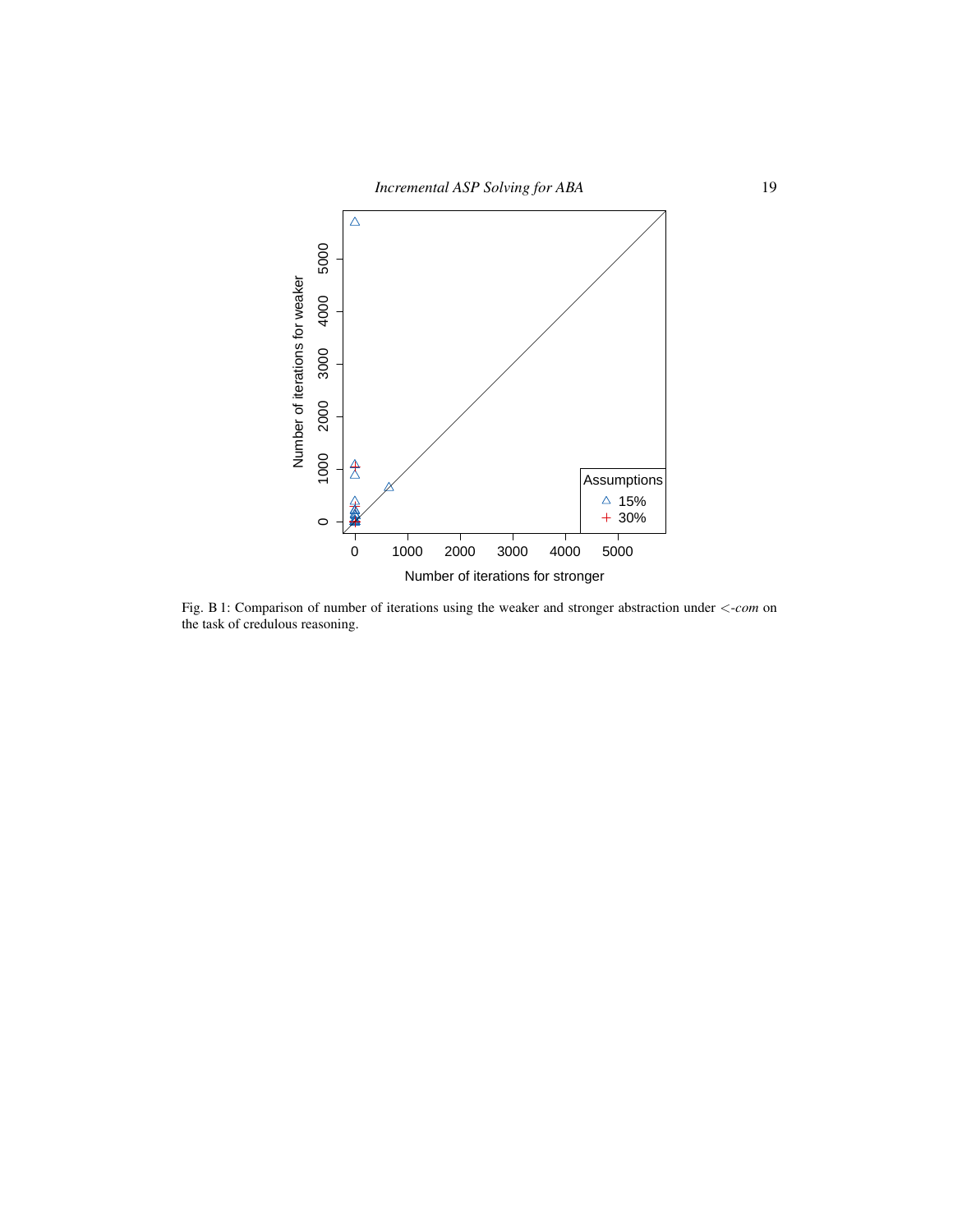Number of iterations for weaker

0 1000 2000 3000 4000 5000

Number of iterations for stronger

0 1000 2000 3000 4000 5000

Assumptions

△ 15%

+ 30%

Fig. B 1: Comparison of number of iterations using the weaker and stronger abstraction under <-*com* on the task of credulous reasoning.